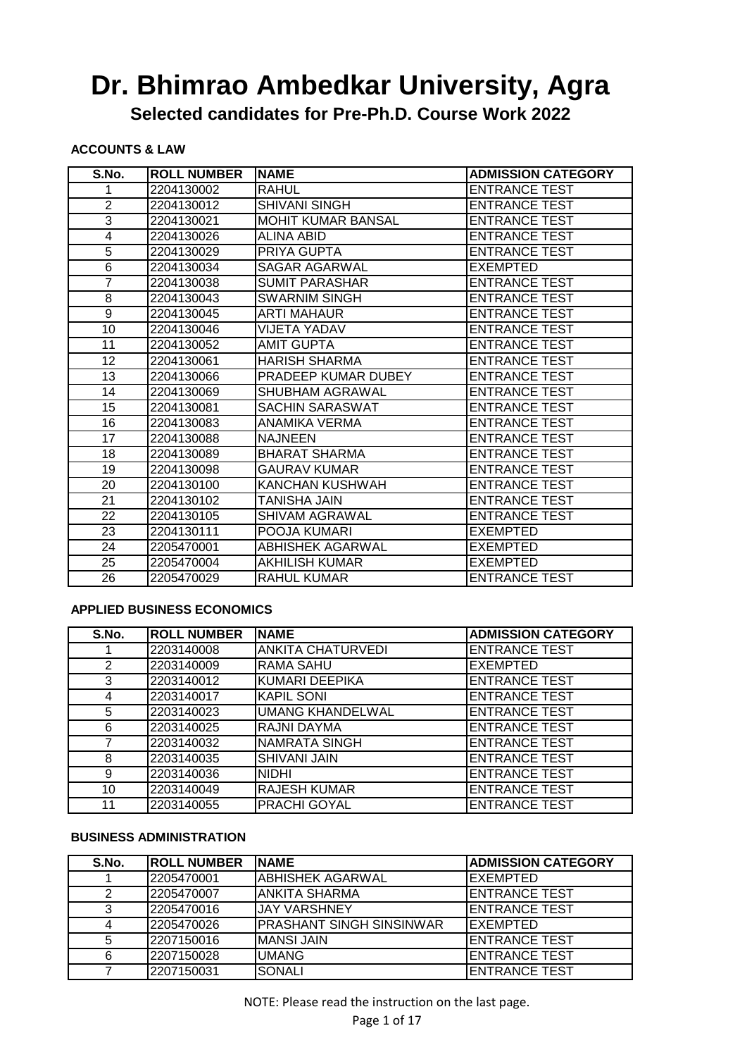# Dr. Bhimrao Ambedkar University, Agra

## Selected candidates for Pre-Ph.D. Course Work 2022

### ACCOUNTS & LAW

| S.No. | ROLL NUMBER | NAME | ADMISSION CATEGORY |
|---|---|---|---|
| 1 | 2204130002 | RAHUL | ENTRANCE TEST |
| 2 | 2204130012 | SHIVANI SINGH | ENTRANCE TEST |
| 3 | 2204130021 | MOHIT KUMAR BANSAL | ENTRANCE TEST |
| 4 | 2204130026 | ALINA ABID | ENTRANCE TEST |
| 5 | 2204130029 | PRIYA GUPTA | ENTRANCE TEST |
| 6 | 2204130034 | SAGAR AGARWAL | EXEMPTED |
| 7 | 2204130038 | SUMIT PARASHAR | ENTRANCE TEST |
| 8 | 2204130043 | SWARNIM SINGH | ENTRANCE TEST |
| 9 | 2204130045 | ARTI MAHAUR | ENTRANCE TEST |
| 10 | 2204130046 | VIJETA YADAV | ENTRANCE TEST |
| 11 | 2204130052 | AMIT GUPTA | ENTRANCE TEST |
| 12 | 2204130061 | HARISH SHARMA | ENTRANCE TEST |
| 13 | 2204130066 | PRADEEP KUMAR DUBEY | ENTRANCE TEST |
| 14 | 2204130069 | SHUBHAM AGRAWAL | ENTRANCE TEST |
| 15 | 2204130081 | SACHIN SARASWAT | ENTRANCE TEST |
| 16 | 2204130083 | ANAMIKA VERMA | ENTRANCE TEST |
| 17 | 2204130088 | NAJNEEN | ENTRANCE TEST |
| 18 | 2204130089 | BHARAT SHARMA | ENTRANCE TEST |
| 19 | 2204130098 | GAURAV KUMAR | ENTRANCE TEST |
| 20 | 2204130100 | KANCHAN KUSHWAH | ENTRANCE TEST |
| 21 | 2204130102 | TANISHA JAIN | ENTRANCE TEST |
| 22 | 2204130105 | SHIVAM AGRAWAL | ENTRANCE TEST |
| 23 | 2204130111 | POOJA KUMARI | EXEMPTED |
| 24 | 2205470001 | ABHISHEK AGARWAL | EXEMPTED |
| 25 | 2205470004 | AKHILISH KUMAR | EXEMPTED |
| 26 | 2205470029 | RAHUL KUMAR | ENTRANCE TEST |

### APPLIED BUSINESS ECONOMICS

| S.No. | ROLL NUMBER | NAME | ADMISSION CATEGORY |
|---|---|---|---|
| 1 | 2203140008 | ANKITA CHATURVEDI | ENTRANCE TEST |
| 2 | 2203140009 | RAMA SAHU | EXEMPTED |
| 3 | 2203140012 | KUMARI DEEPIKA | ENTRANCE TEST |
| 4 | 2203140017 | KAPIL SONI | ENTRANCE TEST |
| 5 | 2203140023 | UMANG KHANDELWAL | ENTRANCE TEST |
| 6 | 2203140025 | RAJNI DAYMA | ENTRANCE TEST |
| 7 | 2203140032 | NAMRATA SINGH | ENTRANCE TEST |
| 8 | 2203140035 | SHIVANI JAIN | ENTRANCE TEST |
| 9 | 2203140036 | NIDHI | ENTRANCE TEST |
| 10 | 2203140049 | RAJESH KUMAR | ENTRANCE TEST |
| 11 | 2203140055 | PRACHI GOYAL | ENTRANCE TEST |

### BUSINESS ADMINISTRATION

| S.No. | ROLL NUMBER | NAME | ADMISSION CATEGORY |
|---|---|---|---|
| 1 | 2205470001 | ABHISHEK AGARWAL | EXEMPTED |
| 2 | 2205470007 | ANKITA SHARMA | ENTRANCE TEST |
| 3 | 2205470016 | JAY VARSHNEY | ENTRANCE TEST |
| 4 | 2205470026 | PRASHANT SINGH SINSINWAR | EXEMPTED |
| 5 | 2207150016 | MANSI JAIN | ENTRANCE TEST |
| 6 | 2207150028 | UMANG | ENTRANCE TEST |
| 7 | 2207150031 | SONALI | ENTRANCE TEST |

NOTE: Please read the instruction on the last page.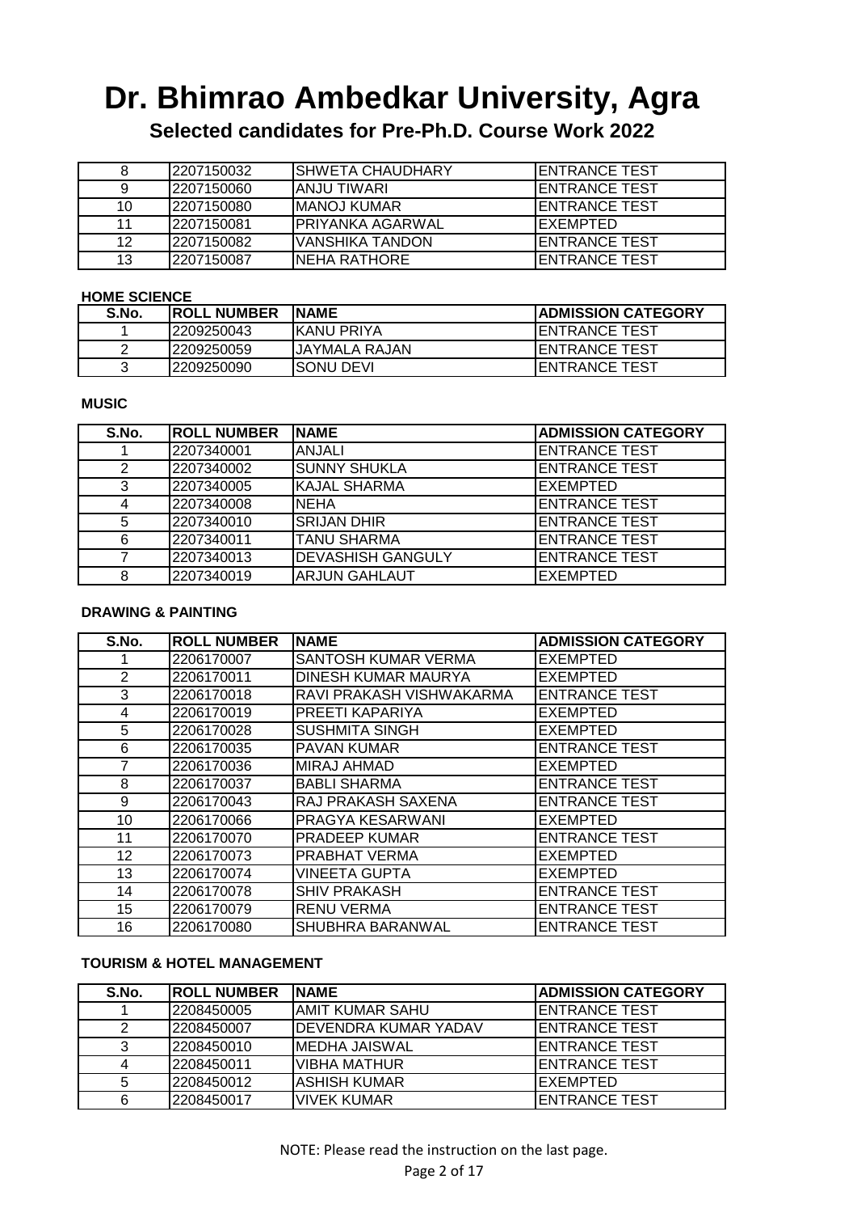# Dr. Bhimrao Ambedkar University, Agra

## Selected candidates for Pre-Ph.D. Course Work 2022

| | | | |
|---|---|---|---|
| 8 | 2207150032 | SHWETA CHAUDHARY | ENTRANCE TEST |
| 9 | 2207150060 | ANJU TIWARI | ENTRANCE TEST |
| 10 | 2207150080 | MANOJ KUMAR | ENTRANCE TEST |
| 11 | 2207150081 | PRIYANKA AGARWAL | EXEMPTED |
| 12 | 2207150082 | VANSHIKA TANDON | ENTRANCE TEST |
| 13 | 2207150087 | NEHA RATHORE | ENTRANCE TEST |

**HOME SCIENCE**

| S.No. | ROLL NUMBER | NAME | ADMISSION CATEGORY |
|---|---|---|---|
| 1 | 2209250043 | KANU PRIYA | ENTRANCE TEST |
| 2 | 2209250059 | JAYMALA RAJAN | ENTRANCE TEST |
| 3 | 2209250090 | SONU DEVI | ENTRANCE TEST |

**MUSIC**

| S.No. | ROLL NUMBER | NAME | ADMISSION CATEGORY |
|---|---|---|---|
| 1 | 2207340001 | ANJALI | ENTRANCE TEST |
| 2 | 2207340002 | SUNNY SHUKLA | ENTRANCE TEST |
| 3 | 2207340005 | KAJAL SHARMA | EXEMPTED |
| 4 | 2207340008 | NEHA | ENTRANCE TEST |
| 5 | 2207340010 | SRIJAN DHIR | ENTRANCE TEST |
| 6 | 2207340011 | TANU SHARMA | ENTRANCE TEST |
| 7 | 2207340013 | DEVASHISH GANGULY | ENTRANCE TEST |
| 8 | 2207340019 | ARJUN GAHLAUT | EXEMPTED |

**DRAWING & PAINTING**

| S.No. | ROLL NUMBER | NAME | ADMISSION CATEGORY |
|---|---|---|---|
| 1 | 2206170007 | SANTOSH KUMAR VERMA | EXEMPTED |
| 2 | 2206170011 | DINESH KUMAR MAURYA | EXEMPTED |
| 3 | 2206170018 | RAVI PRAKASH VISHWAKARMA | ENTRANCE TEST |
| 4 | 2206170019 | PREETI KAPARIYA | EXEMPTED |
| 5 | 2206170028 | SUSHMITA SINGH | EXEMPTED |
| 6 | 2206170035 | PAVAN KUMAR | ENTRANCE TEST |
| 7 | 2206170036 | MIRAJ AHMAD | EXEMPTED |
| 8 | 2206170037 | BABLI SHARMA | ENTRANCE TEST |
| 9 | 2206170043 | RAJ PRAKASH SAXENA | ENTRANCE TEST |
| 10 | 2206170066 | PRAGYA KESARWANI | EXEMPTED |
| 11 | 2206170070 | PRADEEP KUMAR | ENTRANCE TEST |
| 12 | 2206170073 | PRABHAT VERMA | EXEMPTED |
| 13 | 2206170074 | VINEETA GUPTA | EXEMPTED |
| 14 | 2206170078 | SHIV PRAKASH | ENTRANCE TEST |
| 15 | 2206170079 | RENU VERMA | ENTRANCE TEST |
| 16 | 2206170080 | SHUBHRA BARANWAL | ENTRANCE TEST |

**TOURISM & HOTEL MANAGEMENT**

| S.No. | ROLL NUMBER | NAME | ADMISSION CATEGORY |
|---|---|---|---|
| 1 | 2208450005 | AMIT KUMAR SAHU | ENTRANCE TEST |
| 2 | 2208450007 | DEVENDRA KUMAR YADAV | ENTRANCE TEST |
| 3 | 2208450010 | MEDHA JAISWAL | ENTRANCE TEST |
| 4 | 2208450011 | VIBHA MATHUR | ENTRANCE TEST |
| 5 | 2208450012 | ASHISH KUMAR | EXEMPTED |
| 6 | 2208450017 | VIVEK KUMAR | ENTRANCE TEST |

NOTE: Please read the instruction on the last page.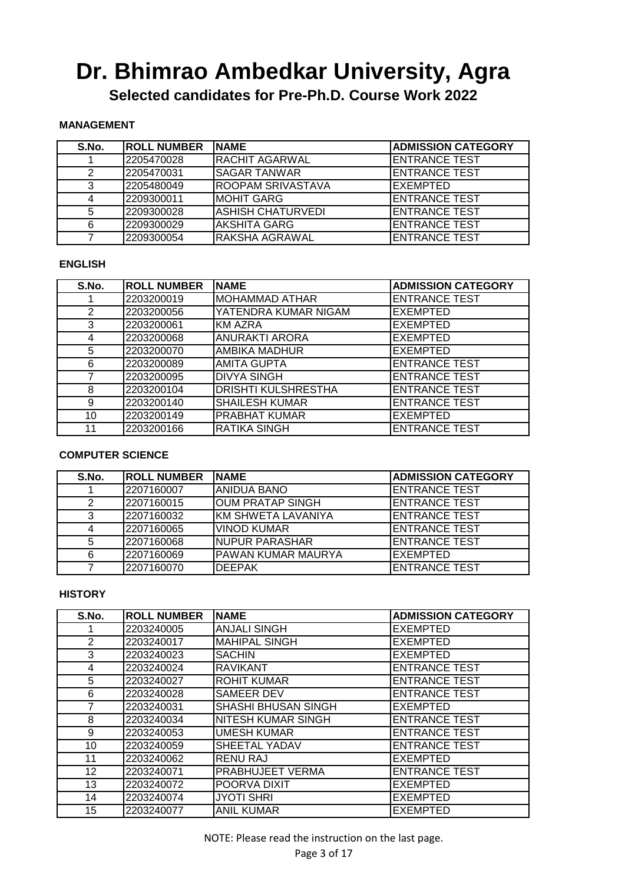# Dr. Bhimrao Ambedkar University, Agra

## Selected candidates for Pre-Ph.D. Course Work 2022

**MANAGEMENT**

| S.No. | ROLL NUMBER | NAME | ADMISSION CATEGORY |
|---|---|---|---|
| 1 | 2205470028 | RACHIT AGARWAL | ENTRANCE TEST |
| 2 | 2205470031 | SAGAR TANWAR | ENTRANCE TEST |
| 3 | 2205480049 | ROOPAM SRIVASTAVA | EXEMPTED |
| 4 | 2209300011 | MOHIT GARG | ENTRANCE TEST |
| 5 | 2209300028 | ASHISH CHATURVEDI | ENTRANCE TEST |
| 6 | 2209300029 | AKSHITA GARG | ENTRANCE TEST |
| 7 | 2209300054 | RAKSHA AGRAWAL | ENTRANCE TEST |

**ENGLISH**

| S.No. | ROLL NUMBER | NAME | ADMISSION CATEGORY |
|---|---|---|---|
| 1 | 2203200019 | MOHAMMAD ATHAR | ENTRANCE TEST |
| 2 | 2203200056 | YATENDRA KUMAR NIGAM | EXEMPTED |
| 3 | 2203200061 | KM AZRA | EXEMPTED |
| 4 | 2203200068 | ANURAKTI ARORA | EXEMPTED |
| 5 | 2203200070 | AMBIKA MADHUR | EXEMPTED |
| 6 | 2203200089 | AMITA GUPTA | ENTRANCE TEST |
| 7 | 2203200095 | DIVYA SINGH | ENTRANCE TEST |
| 8 | 2203200104 | DRISHTI KULSHRESTHA | ENTRANCE TEST |
| 9 | 2203200140 | SHAILESH KUMAR | ENTRANCE TEST |
| 10 | 2203200149 | PRABHAT KUMAR | EXEMPTED |
| 11 | 2203200166 | RATIKA SINGH | ENTRANCE TEST |

**COMPUTER SCIENCE**

| S.No. | ROLL NUMBER | NAME | ADMISSION CATEGORY |
|---|---|---|---|
| 1 | 2207160007 | ANIDUA BANO | ENTRANCE TEST |
| 2 | 2207160015 | OUM PRATAP SINGH | ENTRANCE TEST |
| 3 | 2207160032 | KM SHWETA LAVANIYA | ENTRANCE TEST |
| 4 | 2207160065 | VINOD KUMAR | ENTRANCE TEST |
| 5 | 2207160068 | NUPUR PARASHAR | ENTRANCE TEST |
| 6 | 2207160069 | PAWAN KUMAR MAURYA | EXEMPTED |
| 7 | 2207160070 | DEEPAK | ENTRANCE TEST |

**HISTORY**

| S.No. | ROLL NUMBER | NAME | ADMISSION CATEGORY |
|---|---|---|---|
| 1 | 2203240005 | ANJALI SINGH | EXEMPTED |
| 2 | 2203240017 | MAHIPAL SINGH | EXEMPTED |
| 3 | 2203240023 | SACHIN | EXEMPTED |
| 4 | 2203240024 | RAVIKANT | ENTRANCE TEST |
| 5 | 2203240027 | ROHIT KUMAR | ENTRANCE TEST |
| 6 | 2203240028 | SAMEER DEV | ENTRANCE TEST |
| 7 | 2203240031 | SHASHI BHUSAN SINGH | EXEMPTED |
| 8 | 2203240034 | NITESH KUMAR SINGH | ENTRANCE TEST |
| 9 | 2203240053 | UMESH KUMAR | ENTRANCE TEST |
| 10 | 2203240059 | SHEETAL YADAV | ENTRANCE TEST |
| 11 | 2203240062 | RENU RAJ | EXEMPTED |
| 12 | 2203240071 | PRABHUJEET VERMA | ENTRANCE TEST |
| 13 | 2203240072 | POORVA DIXIT | EXEMPTED |
| 14 | 2203240074 | JYOTI SHRI | EXEMPTED |
| 15 | 2203240077 | ANIL KUMAR | EXEMPTED |

NOTE: Please read the instruction on the last page.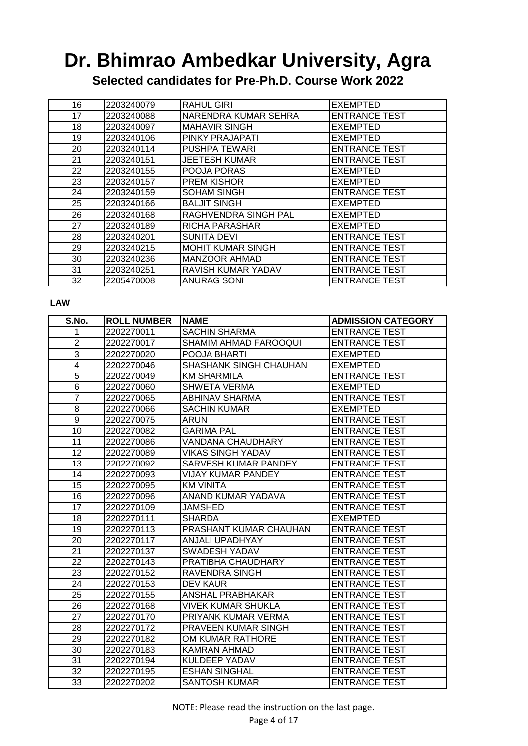# Dr. Bhimrao Ambedkar University, Agra

## Selected candidates for Pre-Ph.D. Course Work 2022

| | | | |
|---|---|---|---|
| 16 | 2203240079 | RAHUL GIRI | EXEMPTED |
| 17 | 2203240088 | NARENDRA KUMAR SEHRA | ENTRANCE TEST |
| 18 | 2203240097 | MAHAVIR SINGH | EXEMPTED |
| 19 | 2203240106 | PINKY PRAJAPATI | EXEMPTED |
| 20 | 2203240114 | PUSHPA TEWARI | ENTRANCE TEST |
| 21 | 2203240151 | JEETESH KUMAR | ENTRANCE TEST |
| 22 | 2203240155 | POOJA PORAS | EXEMPTED |
| 23 | 2203240157 | PREM KISHOR | EXEMPTED |
| 24 | 2203240159 | SOHAM SINGH | ENTRANCE TEST |
| 25 | 2203240166 | BALJIT SINGH | EXEMPTED |
| 26 | 2203240168 | RAGHVENDRA SINGH PAL | EXEMPTED |
| 27 | 2203240189 | RICHA PARASHAR | EXEMPTED |
| 28 | 2203240201 | SUNITA DEVI | ENTRANCE TEST |
| 29 | 2203240215 | MOHIT KUMAR SINGH | ENTRANCE TEST |
| 30 | 2203240236 | MANZOOR AHMAD | ENTRANCE TEST |
| 31 | 2203240251 | RAVISH KUMAR YADAV | ENTRANCE TEST |
| 32 | 2205470008 | ANURAG SONI | ENTRANCE TEST |

**LAW**

| S.No. | ROLL NUMBER | NAME | ADMISSION CATEGORY |
|---|---|---|---|
| 1 | 2202270011 | SACHIN SHARMA | ENTRANCE TEST |
| 2 | 2202270017 | SHAMIM AHMAD FAROOQUI | ENTRANCE TEST |
| 3 | 2202270020 | POOJA BHARTI | EXEMPTED |
| 4 | 2202270046 | SHASHANK SINGH CHAUHAN | EXEMPTED |
| 5 | 2202270049 | KM SHARMILA | ENTRANCE TEST |
| 6 | 2202270060 | SHWETA VERMA | EXEMPTED |
| 7 | 2202270065 | ABHINAV SHARMA | ENTRANCE TEST |
| 8 | 2202270066 | SACHIN KUMAR | EXEMPTED |
| 9 | 2202270075 | ARUN | ENTRANCE TEST |
| 10 | 2202270082 | GARIMA PAL | ENTRANCE TEST |
| 11 | 2202270086 | VANDANA CHAUDHARY | ENTRANCE TEST |
| 12 | 2202270089 | VIKAS SINGH YADAV | ENTRANCE TEST |
| 13 | 2202270092 | SARVESH KUMAR PANDEY | ENTRANCE TEST |
| 14 | 2202270093 | VIJAY KUMAR PANDEY | ENTRANCE TEST |
| 15 | 2202270095 | KM VINITA | ENTRANCE TEST |
| 16 | 2202270096 | ANAND KUMAR YADAVA | ENTRANCE TEST |
| 17 | 2202270109 | JAMSHED | ENTRANCE TEST |
| 18 | 2202270111 | SHARDA | EXEMPTED |
| 19 | 2202270113 | PRASHANT KUMAR CHAUHAN | ENTRANCE TEST |
| 20 | 2202270117 | ANJALI UPADHYAY | ENTRANCE TEST |
| 21 | 2202270137 | SWADESH YADAV | ENTRANCE TEST |
| 22 | 2202270143 | PRATIBHA CHAUDHARY | ENTRANCE TEST |
| 23 | 2202270152 | RAVENDRA SINGH | ENTRANCE TEST |
| 24 | 2202270153 | DEV KAUR | ENTRANCE TEST |
| 25 | 2202270155 | ANSHAL PRABHAKAR | ENTRANCE TEST |
| 26 | 2202270168 | VIVEK KUMAR SHUKLA | ENTRANCE TEST |
| 27 | 2202270170 | PRIYANK KUMAR VERMA | ENTRANCE TEST |
| 28 | 2202270172 | PRAVEEN KUMAR SINGH | ENTRANCE TEST |
| 29 | 2202270182 | OM KUMAR RATHORE | ENTRANCE TEST |
| 30 | 2202270183 | KAMRAN AHMAD | ENTRANCE TEST |
| 31 | 2202270194 | KULDEEP YADAV | ENTRANCE TEST |
| 32 | 2202270195 | ESHAN SINGHAL | ENTRANCE TEST |
| 33 | 2202270202 | SANTOSH KUMAR | ENTRANCE TEST |

NOTE: Please read the instruction on the last page.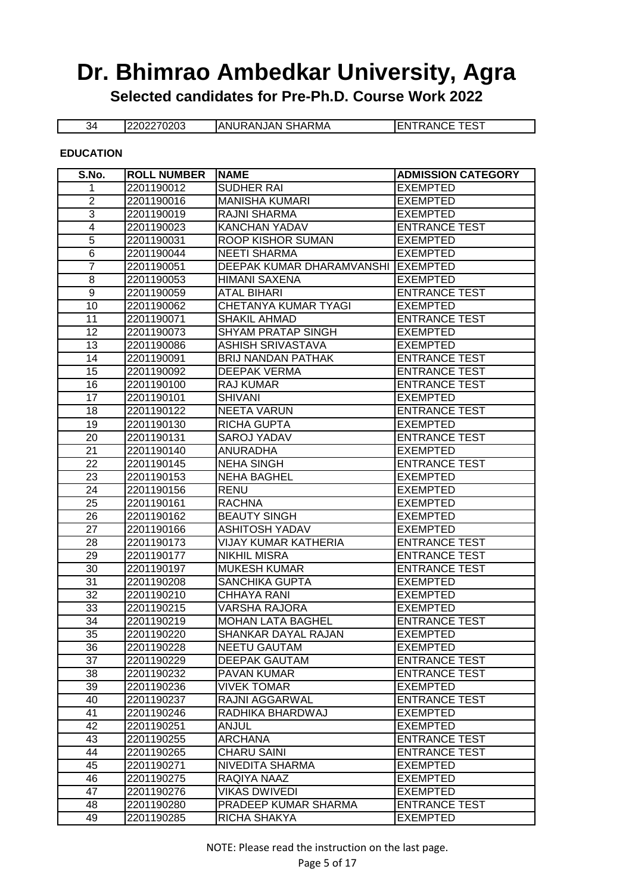# Dr. Bhimrao Ambedkar University, Agra

**Selected candidates for Pre-Ph.D. Course Work 2022**

| 34 | 2202270203 | ANURANJAN SHARMA | ENTRANCE TEST |
|---|---|---|---|

**EDUCATION**

| S.No. | ROLL NUMBER | NAME | ADMISSION CATEGORY |
|---|---|---|---|
| 1 | 2201190012 | SUDHER RAI | EXEMPTED |
| 2 | 2201190016 | MANISHA KUMARI | EXEMPTED |
| 3 | 2201190019 | RAJNI SHARMA | EXEMPTED |
| 4 | 2201190023 | KANCHAN YADAV | ENTRANCE TEST |
| 5 | 2201190031 | ROOP KISHOR SUMAN | EXEMPTED |
| 6 | 2201190044 | NEETI SHARMA | EXEMPTED |
| 7 | 2201190051 | DEEPAK KUMAR DHARAMVANSHI | EXEMPTED |
| 8 | 2201190053 | HIMANI SAXENA | EXEMPTED |
| 9 | 2201190059 | ATAL BIHARI | ENTRANCE TEST |
| 10 | 2201190062 | CHETANYA KUMAR TYAGI | EXEMPTED |
| 11 | 2201190071 | SHAKIL AHMAD | ENTRANCE TEST |
| 12 | 2201190073 | SHYAM PRATAP SINGH | EXEMPTED |
| 13 | 2201190086 | ASHISH SRIVASTAVA | EXEMPTED |
| 14 | 2201190091 | BRIJ NANDAN PATHAK | ENTRANCE TEST |
| 15 | 2201190092 | DEEPAK VERMA | ENTRANCE TEST |
| 16 | 2201190100 | RAJ KUMAR | ENTRANCE TEST |
| 17 | 2201190101 | SHIVANI | EXEMPTED |
| 18 | 2201190122 | NEETA VARUN | ENTRANCE TEST |
| 19 | 2201190130 | RICHA GUPTA | EXEMPTED |
| 20 | 2201190131 | SAROJ YADAV | ENTRANCE TEST |
| 21 | 2201190140 | ANURADHA | EXEMPTED |
| 22 | 2201190145 | NEHA SINGH | ENTRANCE TEST |
| 23 | 2201190153 | NEHA BAGHEL | EXEMPTED |
| 24 | 2201190156 | RENU | EXEMPTED |
| 25 | 2201190161 | RACHNA | EXEMPTED |
| 26 | 2201190162 | BEAUTY SINGH | EXEMPTED |
| 27 | 2201190166 | ASHITOSH YADAV | EXEMPTED |
| 28 | 2201190173 | VIJAY KUMAR KATHERIA | ENTRANCE TEST |
| 29 | 2201190177 | NIKHIL MISRA | ENTRANCE TEST |
| 30 | 2201190197 | MUKESH KUMAR | ENTRANCE TEST |
| 31 | 2201190208 | SANCHIKA GUPTA | EXEMPTED |
| 32 | 2201190210 | CHHAYA RANI | EXEMPTED |
| 33 | 2201190215 | VARSHA RAJORA | EXEMPTED |
| 34 | 2201190219 | MOHAN LATA BAGHEL | ENTRANCE TEST |
| 35 | 2201190220 | SHANKAR DAYAL RAJAN | EXEMPTED |
| 36 | 2201190228 | NEETU GAUTAM | EXEMPTED |
| 37 | 2201190229 | DEEPAK GAUTAM | ENTRANCE TEST |
| 38 | 2201190232 | PAVAN KUMAR | ENTRANCE TEST |
| 39 | 2201190236 | VIVEK TOMAR | EXEMPTED |
| 40 | 2201190237 | RAJNI AGGARWAL | ENTRANCE TEST |
| 41 | 2201190246 | RADHIKA BHARDWAJ | EXEMPTED |
| 42 | 2201190251 | ANJUL | EXEMPTED |
| 43 | 2201190255 | ARCHANA | ENTRANCE TEST |
| 44 | 2201190265 | CHARU SAINI | ENTRANCE TEST |
| 45 | 2201190271 | NIVEDITA SHARMA | EXEMPTED |
| 46 | 2201190275 | RAQIYA NAAZ | EXEMPTED |
| 47 | 2201190276 | VIKAS DWIVEDI | EXEMPTED |
| 48 | 2201190280 | PRADEEP KUMAR SHARMA | ENTRANCE TEST |
| 49 | 2201190285 | RICHA SHAKYA | EXEMPTED |

NOTE: Please read the instruction on the last page.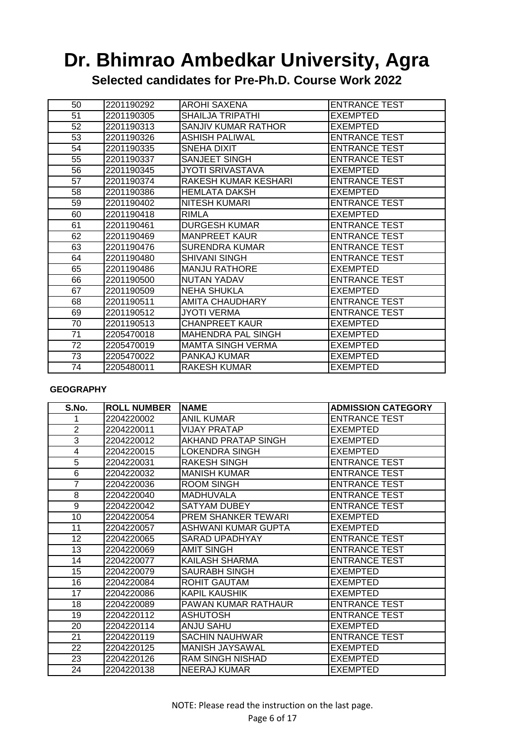# Dr. Bhimrao Ambedkar University, Agra

## Selected candidates for Pre-Ph.D. Course Work 2022

| | | | |
|---|---|---|---|
| 50 | 2201190292 | AROHI SAXENA | ENTRANCE TEST |
| 51 | 2201190305 | SHAILJA TRIPATHI | EXEMPTED |
| 52 | 2201190313 | SANJIV KUMAR RATHOR | EXEMPTED |
| 53 | 2201190326 | ASHISH PALIWAL | ENTRANCE TEST |
| 54 | 2201190335 | SNEHA DIXIT | ENTRANCE TEST |
| 55 | 2201190337 | SANJEET SINGH | ENTRANCE TEST |
| 56 | 2201190345 | JYOTI SRIVASTAVA | EXEMPTED |
| 57 | 2201190374 | RAKESH KUMAR KESHARI | ENTRANCE TEST |
| 58 | 2201190386 | HEMLATA DAKSH | EXEMPTED |
| 59 | 2201190402 | NITESH KUMARI | ENTRANCE TEST |
| 60 | 2201190418 | RIMLA | EXEMPTED |
| 61 | 2201190461 | DURGESH KUMAR | ENTRANCE TEST |
| 62 | 2201190469 | MANPREET KAUR | ENTRANCE TEST |
| 63 | 2201190476 | SURENDRA KUMAR | ENTRANCE TEST |
| 64 | 2201190480 | SHIVANI SINGH | ENTRANCE TEST |
| 65 | 2201190486 | MANJU RATHORE | EXEMPTED |
| 66 | 2201190500 | NUTAN YADAV | ENTRANCE TEST |
| 67 | 2201190509 | NEHA SHUKLA | EXEMPTED |
| 68 | 2201190511 | AMITA CHAUDHARY | ENTRANCE TEST |
| 69 | 2201190512 | JYOTI VERMA | ENTRANCE TEST |
| 70 | 2201190513 | CHANPREET KAUR | EXEMPTED |
| 71 | 2205470018 | MAHENDRA PAL SINGH | EXEMPTED |
| 72 | 2205470019 | MAMTA SINGH VERMA | EXEMPTED |
| 73 | 2205470022 | PANKAJ KUMAR | EXEMPTED |
| 74 | 2205480011 | RAKESH KUMAR | EXEMPTED |

**GEOGRAPHY**

| S.No. | ROLL NUMBER | NAME | ADMISSION CATEGORY |
|---|---|---|---|
| 1 | 2204220002 | ANIL KUMAR | ENTRANCE TEST |
| 2 | 2204220011 | VIJAY PRATAP | EXEMPTED |
| 3 | 2204220012 | AKHAND PRATAP SINGH | EXEMPTED |
| 4 | 2204220015 | LOKENDRA SINGH | EXEMPTED |
| 5 | 2204220031 | RAKESH SINGH | ENTRANCE TEST |
| 6 | 2204220032 | MANISH KUMAR | ENTRANCE TEST |
| 7 | 2204220036 | ROOM SINGH | ENTRANCE TEST |
| 8 | 2204220040 | MADHUVALA | ENTRANCE TEST |
| 9 | 2204220042 | SATYAM DUBEY | ENTRANCE TEST |
| 10 | 2204220054 | PREM SHANKER TEWARI | EXEMPTED |
| 11 | 2204220057 | ASHWANI KUMAR GUPTA | EXEMPTED |
| 12 | 2204220065 | SARAD UPADHYAY | ENTRANCE TEST |
| 13 | 2204220069 | AMIT SINGH | ENTRANCE TEST |
| 14 | 2204220077 | KAILASH SHARMA | ENTRANCE TEST |
| 15 | 2204220079 | SAURABH SINGH | EXEMPTED |
| 16 | 2204220084 | ROHIT GAUTAM | EXEMPTED |
| 17 | 2204220086 | KAPIL KAUSHIK | EXEMPTED |
| 18 | 2204220089 | PAWAN KUMAR RATHAUR | ENTRANCE TEST |
| 19 | 2204220112 | ASHUTOSH | ENTRANCE TEST |
| 20 | 2204220114 | ANJU SAHU | EXEMPTED |
| 21 | 2204220119 | SACHIN NAUHWAR | ENTRANCE TEST |
| 22 | 2204220125 | MANISH JAYSAWAL | EXEMPTED |
| 23 | 2204220126 | RAM SINGH NISHAD | EXEMPTED |
| 24 | 2204220138 | NEERAJ KUMAR | EXEMPTED |

NOTE: Please read the instruction on the last page.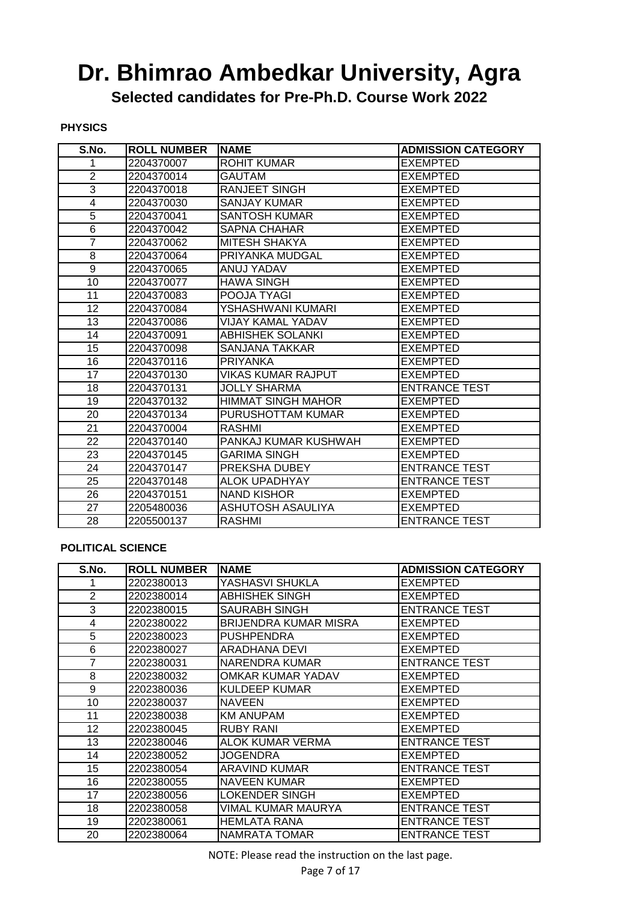# Dr. Bhimrao Ambedkar University, Agra

## Selected candidates for Pre-Ph.D. Course Work 2022

**PHYSICS**

| S.No. | ROLL NUMBER | NAME | ADMISSION CATEGORY |
|---|---|---|---|
| 1 | 2204370007 | ROHIT KUMAR | EXEMPTED |
| 2 | 2204370014 | GAUTAM | EXEMPTED |
| 3 | 2204370018 | RANJEET SINGH | EXEMPTED |
| 4 | 2204370030 | SANJAY KUMAR | EXEMPTED |
| 5 | 2204370041 | SANTOSH KUMAR | EXEMPTED |
| 6 | 2204370042 | SAPNA CHAHAR | EXEMPTED |
| 7 | 2204370062 | MITESH SHAKYA | EXEMPTED |
| 8 | 2204370064 | PRIYANKA MUDGAL | EXEMPTED |
| 9 | 2204370065 | ANUJ YADAV | EXEMPTED |
| 10 | 2204370077 | HAWA SINGH | EXEMPTED |
| 11 | 2204370083 | POOJA TYAGI | EXEMPTED |
| 12 | 2204370084 | YSHASHWANI KUMARI | EXEMPTED |
| 13 | 2204370086 | VIJAY KAMAL YADAV | EXEMPTED |
| 14 | 2204370091 | ABHISHEK SOLANKI | EXEMPTED |
| 15 | 2204370098 | SANJANA TAKKAR | EXEMPTED |
| 16 | 2204370116 | PRIYANKA | EXEMPTED |
| 17 | 2204370130 | VIKAS KUMAR RAJPUT | EXEMPTED |
| 18 | 2204370131 | JOLLY SHARMA | ENTRANCE TEST |
| 19 | 2204370132 | HIMMAT SINGH MAHOR | EXEMPTED |
| 20 | 2204370134 | PURUSHOTTAM KUMAR | EXEMPTED |
| 21 | 2204370004 | RASHMI | EXEMPTED |
| 22 | 2204370140 | PANKAJ KUMAR KUSHWAH | EXEMPTED |
| 23 | 2204370145 | GARIMA SINGH | EXEMPTED |
| 24 | 2204370147 | PREKSHA DUBEY | ENTRANCE TEST |
| 25 | 2204370148 | ALOK UPADHYAY | ENTRANCE TEST |
| 26 | 2204370151 | NAND KISHOR | EXEMPTED |
| 27 | 2205480036 | ASHUTOSH ASAULIYA | EXEMPTED |
| 28 | 2205500137 | RASHMI | ENTRANCE TEST |

**POLITICAL SCIENCE**

| S.No. | ROLL NUMBER | NAME | ADMISSION CATEGORY |
|---|---|---|---|
| 1 | 2202380013 | YASHASVI SHUKLA | EXEMPTED |
| 2 | 2202380014 | ABHISHEK SINGH | EXEMPTED |
| 3 | 2202380015 | SAURABH SINGH | ENTRANCE TEST |
| 4 | 2202380022 | BRIJENDRA KUMAR MISRA | EXEMPTED |
| 5 | 2202380023 | PUSHPENDRA | EXEMPTED |
| 6 | 2202380027 | ARADHANA DEVI | EXEMPTED |
| 7 | 2202380031 | NARENDRA KUMAR | ENTRANCE TEST |
| 8 | 2202380032 | OMKAR KUMAR YADAV | EXEMPTED |
| 9 | 2202380036 | KULDEEP KUMAR | EXEMPTED |
| 10 | 2202380037 | NAVEEN | EXEMPTED |
| 11 | 2202380038 | KM ANUPAM | EXEMPTED |
| 12 | 2202380045 | RUBY RANI | EXEMPTED |
| 13 | 2202380046 | ALOK KUMAR VERMA | ENTRANCE TEST |
| 14 | 2202380052 | JOGENDRA | EXEMPTED |
| 15 | 2202380054 | ARAVIND KUMAR | ENTRANCE TEST |
| 16 | 2202380055 | NAVEEN KUMAR | EXEMPTED |
| 17 | 2202380056 | LOKENDER SINGH | EXEMPTED |
| 18 | 2202380058 | VIMAL KUMAR MAURYA | ENTRANCE TEST |
| 19 | 2202380061 | HEMLATA RANA | ENTRANCE TEST |
| 20 | 2202380064 | NAMRATA TOMAR | ENTRANCE TEST |

NOTE: Please read the instruction on the last page.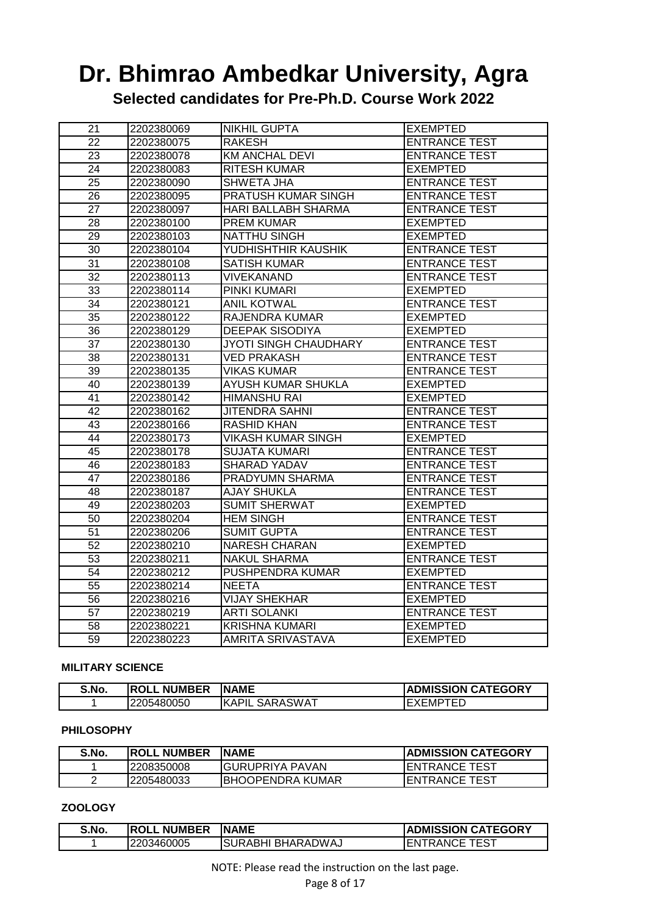# Dr. Bhimrao Ambedkar University, Agra

## Selected candidates for Pre-Ph.D. Course Work 2022

| | | | |
|---|---|---|---|
| 21 | 2202380069 | NIKHIL GUPTA | EXEMPTED |
| 22 | 2202380075 | RAKESH | ENTRANCE TEST |
| 23 | 2202380078 | KM ANCHAL DEVI | ENTRANCE TEST |
| 24 | 2202380083 | RITESH KUMAR | EXEMPTED |
| 25 | 2202380090 | SHWETA JHA | ENTRANCE TEST |
| 26 | 2202380095 | PRATUSH KUMAR SINGH | ENTRANCE TEST |
| 27 | 2202380097 | HARI BALLABH SHARMA | ENTRANCE TEST |
| 28 | 2202380100 | PREM KUMAR | EXEMPTED |
| 29 | 2202380103 | NATTHU SINGH | EXEMPTED |
| 30 | 2202380104 | YUDHISHTHIR KAUSHIK | ENTRANCE TEST |
| 31 | 2202380108 | SATISH KUMAR | ENTRANCE TEST |
| 32 | 2202380113 | VIVEKANAND | ENTRANCE TEST |
| 33 | 2202380114 | PINKI KUMARI | EXEMPTED |
| 34 | 2202380121 | ANIL KOTWAL | ENTRANCE TEST |
| 35 | 2202380122 | RAJENDRA KUMAR | EXEMPTED |
| 36 | 2202380129 | DEEPAK SISODIYA | EXEMPTED |
| 37 | 2202380130 | JYOTI SINGH CHAUDHARY | ENTRANCE TEST |
| 38 | 2202380131 | VED PRAKASH | ENTRANCE TEST |
| 39 | 2202380135 | VIKAS KUMAR | ENTRANCE TEST |
| 40 | 2202380139 | AYUSH KUMAR SHUKLA | EXEMPTED |
| 41 | 2202380142 | HIMANSHU RAI | EXEMPTED |
| 42 | 2202380162 | JITENDRA SAHNI | ENTRANCE TEST |
| 43 | 2202380166 | RASHID KHAN | ENTRANCE TEST |
| 44 | 2202380173 | VIKASH KUMAR SINGH | EXEMPTED |
| 45 | 2202380178 | SUJATA KUMARI | ENTRANCE TEST |
| 46 | 2202380183 | SHARAD YADAV | ENTRANCE TEST |
| 47 | 2202380186 | PRADYUMN SHARMA | ENTRANCE TEST |
| 48 | 2202380187 | AJAY SHUKLA | ENTRANCE TEST |
| 49 | 2202380203 | SUMIT SHERWAT | EXEMPTED |
| 50 | 2202380204 | HEM SINGH | ENTRANCE TEST |
| 51 | 2202380206 | SUMIT GUPTA | ENTRANCE TEST |
| 52 | 2202380210 | NARESH CHARAN | EXEMPTED |
| 53 | 2202380211 | NAKUL SHARMA | ENTRANCE TEST |
| 54 | 2202380212 | PUSHPENDRA KUMAR | EXEMPTED |
| 55 | 2202380214 | NEETA | ENTRANCE TEST |
| 56 | 2202380216 | VIJAY SHEKHAR | EXEMPTED |
| 57 | 2202380219 | ARTI SOLANKI | ENTRANCE TEST |
| 58 | 2202380221 | KRISHNA KUMARI | EXEMPTED |
| 59 | 2202380223 | AMRITA SRIVASTAVA | EXEMPTED |

**MILITARY SCIENCE**

| S.No. | ROLL NUMBER | NAME | ADMISSION CATEGORY |
|---|---|---|---|
| 1 | 2205480050 | KAPIL SARASWAT | EXEMPTED |

**PHILOSOPHY**

| S.No. | ROLL NUMBER | NAME | ADMISSION CATEGORY |
|---|---|---|---|
| 1 | 2208350008 | GURUPRIYA PAVAN | ENTRANCE TEST |
| 2 | 2205480033 | BHOOPENDRA KUMAR | ENTRANCE TEST |

**ZOOLOGY**

| S.No. | ROLL NUMBER | NAME | ADMISSION CATEGORY |
|---|---|---|---|
| 1 | 2203460005 | SURABHI BHARADWAJ | ENTRANCE TEST |

NOTE: Please read the instruction on the last page.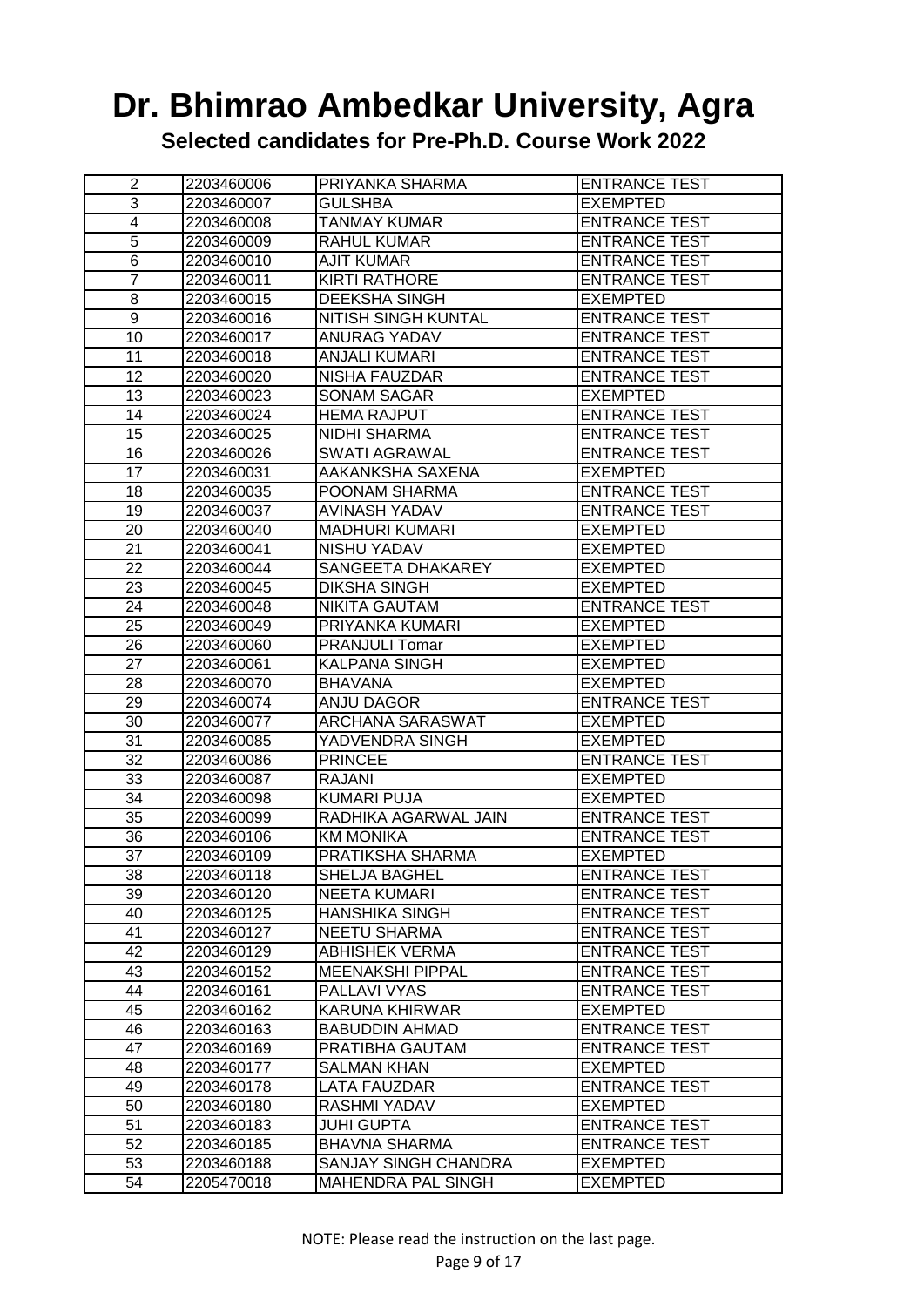# Dr. Bhimrao Ambedkar University, Agra

## Selected candidates for Pre-Ph.D. Course Work 2022

| | | | |
|---|---|---|---|
| 2 | 2203460006 | PRIYANKA SHARMA | ENTRANCE TEST |
| 3 | 2203460007 | GULSHBA | EXEMPTED |
| 4 | 2203460008 | TANMAY KUMAR | ENTRANCE TEST |
| 5 | 2203460009 | RAHUL KUMAR | ENTRANCE TEST |
| 6 | 2203460010 | AJIT KUMAR | ENTRANCE TEST |
| 7 | 2203460011 | KIRTI RATHORE | ENTRANCE TEST |
| 8 | 2203460015 | DEEKSHA SINGH | EXEMPTED |
| 9 | 2203460016 | NITISH SINGH KUNTAL | ENTRANCE TEST |
| 10 | 2203460017 | ANURAG YADAV | ENTRANCE TEST |
| 11 | 2203460018 | ANJALI KUMARI | ENTRANCE TEST |
| 12 | 2203460020 | NISHA FAUZDAR | ENTRANCE TEST |
| 13 | 2203460023 | SONAM SAGAR | EXEMPTED |
| 14 | 2203460024 | HEMA RAJPUT | ENTRANCE TEST |
| 15 | 2203460025 | NIDHI SHARMA | ENTRANCE TEST |
| 16 | 2203460026 | SWATI AGRAWAL | ENTRANCE TEST |
| 17 | 2203460031 | AAKANKSHA SAXENA | EXEMPTED |
| 18 | 2203460035 | POONAM SHARMA | ENTRANCE TEST |
| 19 | 2203460037 | AVINASH YADAV | ENTRANCE TEST |
| 20 | 2203460040 | MADHURI KUMARI | EXEMPTED |
| 21 | 2203460041 | NISHU YADAV | EXEMPTED |
| 22 | 2203460044 | SANGEETA DHAKAREY | EXEMPTED |
| 23 | 2203460045 | DIKSHA SINGH | EXEMPTED |
| 24 | 2203460048 | NIKITA GAUTAM | ENTRANCE TEST |
| 25 | 2203460049 | PRIYANKA KUMARI | EXEMPTED |
| 26 | 2203460060 | PRANJULI Tomar | EXEMPTED |
| 27 | 2203460061 | KALPANA SINGH | EXEMPTED |
| 28 | 2203460070 | BHAVANA | EXEMPTED |
| 29 | 2203460074 | ANJU DAGOR | ENTRANCE TEST |
| 30 | 2203460077 | ARCHANA SARASWAT | EXEMPTED |
| 31 | 2203460085 | YADVENDRA SINGH | EXEMPTED |
| 32 | 2203460086 | PRINCEE | ENTRANCE TEST |
| 33 | 2203460087 | RAJANI | EXEMPTED |
| 34 | 2203460098 | KUMARI PUJA | EXEMPTED |
| 35 | 2203460099 | RADHIKA AGARWAL JAIN | ENTRANCE TEST |
| 36 | 2203460106 | KM MONIKA | ENTRANCE TEST |
| 37 | 2203460109 | PRATIKSHA SHARMA | EXEMPTED |
| 38 | 2203460118 | SHELJA BAGHEL | ENTRANCE TEST |
| 39 | 2203460120 | NEETA KUMARI | ENTRANCE TEST |
| 40 | 2203460125 | HANSHIKA SINGH | ENTRANCE TEST |
| 41 | 2203460127 | NEETU SHARMA | ENTRANCE TEST |
| 42 | 2203460129 | ABHISHEK VERMA | ENTRANCE TEST |
| 43 | 2203460152 | MEENAKSHI PIPPAL | ENTRANCE TEST |
| 44 | 2203460161 | PALLAVI VYAS | ENTRANCE TEST |
| 45 | 2203460162 | KARUNA KHIRWAR | EXEMPTED |
| 46 | 2203460163 | BABUDDIN AHMAD | ENTRANCE TEST |
| 47 | 2203460169 | PRATIBHA GAUTAM | ENTRANCE TEST |
| 48 | 2203460177 | SALMAN KHAN | EXEMPTED |
| 49 | 2203460178 | LATA FAUZDAR | ENTRANCE TEST |
| 50 | 2203460180 | RASHMI YADAV | EXEMPTED |
| 51 | 2203460183 | JUHI GUPTA | ENTRANCE TEST |
| 52 | 2203460185 | BHAVNA SHARMA | ENTRANCE TEST |
| 53 | 2203460188 | SANJAY SINGH CHANDRA | EXEMPTED |
| 54 | 2205470018 | MAHENDRA PAL SINGH | EXEMPTED |

NOTE: Please read the instruction on the last page.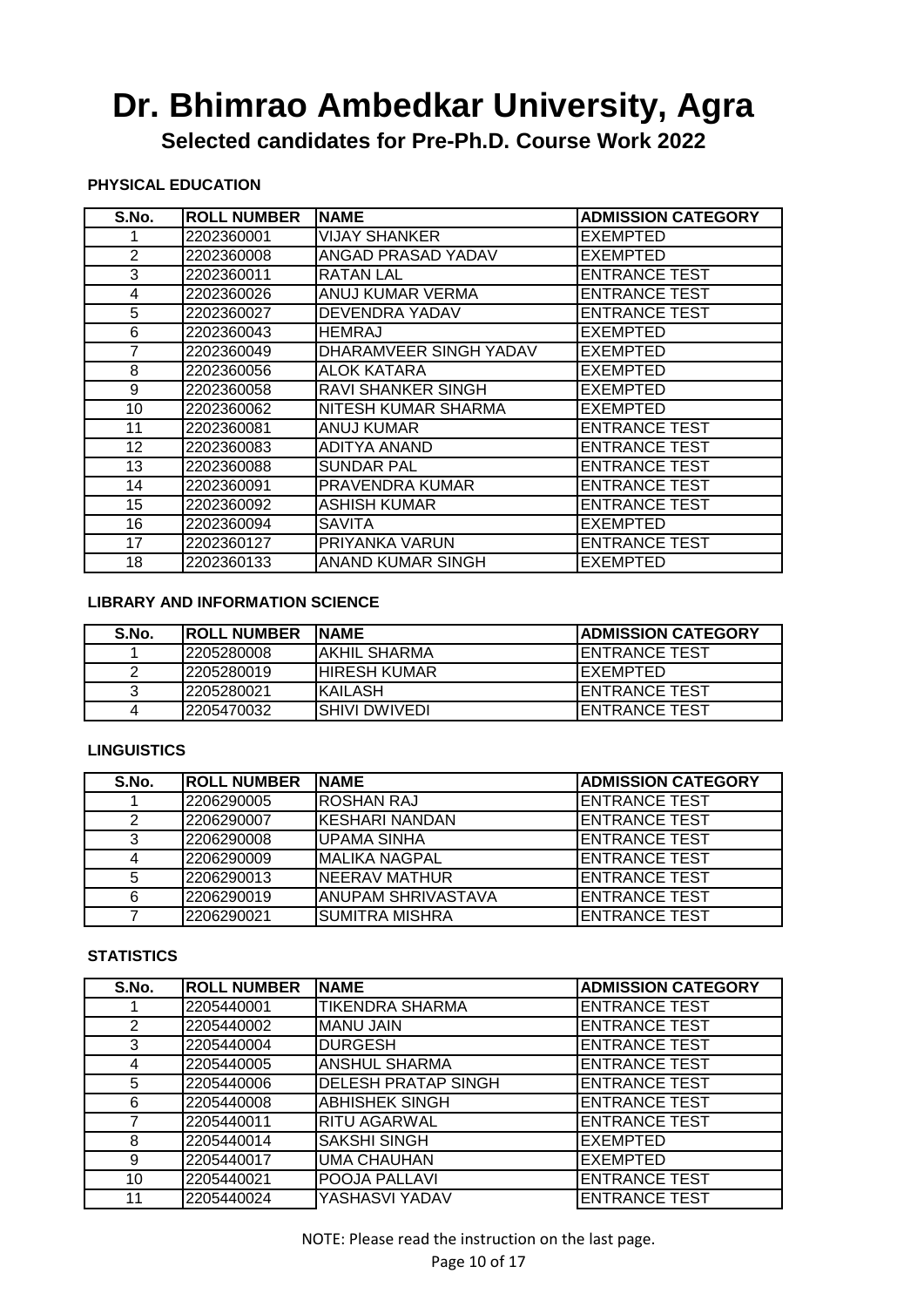# Dr. Bhimrao Ambedkar University, Agra

## Selected candidates for Pre-Ph.D. Course Work 2022

**PHYSICAL EDUCATION**

| S.No. | ROLL NUMBER | NAME | ADMISSION CATEGORY |
|---|---|---|---|
| 1 | 2202360001 | VIJAY SHANKER | EXEMPTED |
| 2 | 2202360008 | ANGAD PRASAD YADAV | EXEMPTED |
| 3 | 2202360011 | RATAN LAL | ENTRANCE TEST |
| 4 | 2202360026 | ANUJ KUMAR VERMA | ENTRANCE TEST |
| 5 | 2202360027 | DEVENDRA YADAV | ENTRANCE TEST |
| 6 | 2202360043 | HEMRAJ | EXEMPTED |
| 7 | 2202360049 | DHARAMVEER SINGH YADAV | EXEMPTED |
| 8 | 2202360056 | ALOK KATARA | EXEMPTED |
| 9 | 2202360058 | RAVI SHANKER SINGH | EXEMPTED |
| 10 | 2202360062 | NITESH KUMAR SHARMA | EXEMPTED |
| 11 | 2202360081 | ANUJ KUMAR | ENTRANCE TEST |
| 12 | 2202360083 | ADITYA ANAND | ENTRANCE TEST |
| 13 | 2202360088 | SUNDAR PAL | ENTRANCE TEST |
| 14 | 2202360091 | PRAVENDRA KUMAR | ENTRANCE TEST |
| 15 | 2202360092 | ASHISH KUMAR | ENTRANCE TEST |
| 16 | 2202360094 | SAVITA | EXEMPTED |
| 17 | 2202360127 | PRIYANKA VARUN | ENTRANCE TEST |
| 18 | 2202360133 | ANAND KUMAR SINGH | EXEMPTED |

**LIBRARY AND INFORMATION SCIENCE**

| S.No. | ROLL NUMBER | NAME | ADMISSION CATEGORY |
|---|---|---|---|
| 1 | 2205280008 | AKHIL SHARMA | ENTRANCE TEST |
| 2 | 2205280019 | HIRESH KUMAR | EXEMPTED |
| 3 | 2205280021 | KAILASH | ENTRANCE TEST |
| 4 | 2205470032 | SHIVI DWIVEDI | ENTRANCE TEST |

**LINGUISTICS**

| S.No. | ROLL NUMBER | NAME | ADMISSION CATEGORY |
|---|---|---|---|
| 1 | 2206290005 | ROSHAN RAJ | ENTRANCE TEST |
| 2 | 2206290007 | KESHARI NANDAN | ENTRANCE TEST |
| 3 | 2206290008 | UPAMA SINHA | ENTRANCE TEST |
| 4 | 2206290009 | MALIKA NAGPAL | ENTRANCE TEST |
| 5 | 2206290013 | NEERAV MATHUR | ENTRANCE TEST |
| 6 | 2206290019 | ANUPAM SHRIVASTAVA | ENTRANCE TEST |
| 7 | 2206290021 | SUMITRA MISHRA | ENTRANCE TEST |

**STATISTICS**

| S.No. | ROLL NUMBER | NAME | ADMISSION CATEGORY |
|---|---|---|---|
| 1 | 2205440001 | TIKENDRA SHARMA | ENTRANCE TEST |
| 2 | 2205440002 | MANU JAIN | ENTRANCE TEST |
| 3 | 2205440004 | DURGESH | ENTRANCE TEST |
| 4 | 2205440005 | ANSHUL SHARMA | ENTRANCE TEST |
| 5 | 2205440006 | DELESH PRATAP SINGH | ENTRANCE TEST |
| 6 | 2205440008 | ABHISHEK SINGH | ENTRANCE TEST |
| 7 | 2205440011 | RITU AGARWAL | ENTRANCE TEST |
| 8 | 2205440014 | SAKSHI SINGH | EXEMPTED |
| 9 | 2205440017 | UMA CHAUHAN | EXEMPTED |
| 10 | 2205440021 | POOJA PALLAVI | ENTRANCE TEST |
| 11 | 2205440024 | YASHASVI YADAV | ENTRANCE TEST |

NOTE: Please read the instruction on the last page.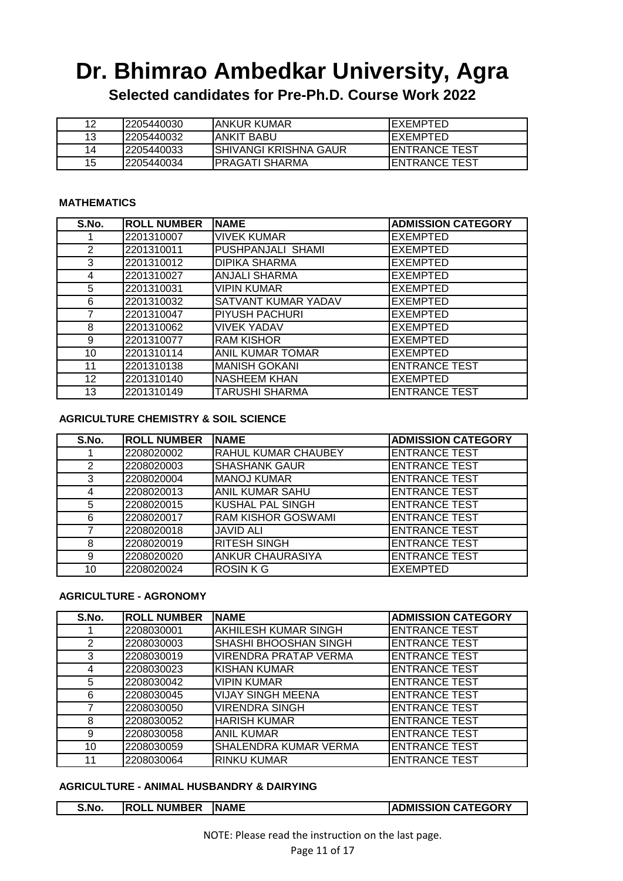# Dr. Bhimrao Ambedkar University, Agra

**Selected candidates for Pre-Ph.D. Course Work 2022**

| | | | |
|---|---|---|---|
| 12 | 2205440030 | ANKUR KUMAR | EXEMPTED |
| 13 | 2205440032 | ANKIT BABU | EXEMPTED |
| 14 | 2205440033 | SHIVANGI KRISHNA GAUR | ENTRANCE TEST |
| 15 | 2205440034 | PRAGATI SHARMA | ENTRANCE TEST |

**MATHEMATICS**

| S.No. | ROLL NUMBER | NAME | ADMISSION CATEGORY |
|---|---|---|---|
| 1 | 2201310007 | VIVEK KUMAR | EXEMPTED |
| 2 | 2201310011 | PUSHPANJALI SHAMI | EXEMPTED |
| 3 | 2201310012 | DIPIKA SHARMA | EXEMPTED |
| 4 | 2201310027 | ANJALI SHARMA | EXEMPTED |
| 5 | 2201310031 | VIPIN KUMAR | EXEMPTED |
| 6 | 2201310032 | SATVANT KUMAR YADAV | EXEMPTED |
| 7 | 2201310047 | PIYUSH PACHURI | EXEMPTED |
| 8 | 2201310062 | VIVEK YADAV | EXEMPTED |
| 9 | 2201310077 | RAM KISHOR | EXEMPTED |
| 10 | 2201310114 | ANIL KUMAR TOMAR | EXEMPTED |
| 11 | 2201310138 | MANISH GOKANI | ENTRANCE TEST |
| 12 | 2201310140 | NASHEEM KHAN | EXEMPTED |
| 13 | 2201310149 | TARUSHI SHARMA | ENTRANCE TEST |

**AGRICULTURE CHEMISTRY & SOIL SCIENCE**

| S.No. | ROLL NUMBER | NAME | ADMISSION CATEGORY |
|---|---|---|---|
| 1 | 2208020002 | RAHUL KUMAR CHAUBEY | ENTRANCE TEST |
| 2 | 2208020003 | SHASHANK GAUR | ENTRANCE TEST |
| 3 | 2208020004 | MANOJ KUMAR | ENTRANCE TEST |
| 4 | 2208020013 | ANIL KUMAR SAHU | ENTRANCE TEST |
| 5 | 2208020015 | KUSHAL PAL SINGH | ENTRANCE TEST |
| 6 | 2208020017 | RAM KISHOR GOSWAMI | ENTRANCE TEST |
| 7 | 2208020018 | JAVID ALI | ENTRANCE TEST |
| 8 | 2208020019 | RITESH SINGH | ENTRANCE TEST |
| 9 | 2208020020 | ANKUR CHAURASIYA | ENTRANCE TEST |
| 10 | 2208020024 | ROSIN K G | EXEMPTED |

**AGRICULTURE - AGRONOMY**

| S.No. | ROLL NUMBER | NAME | ADMISSION CATEGORY |
|---|---|---|---|
| 1 | 2208030001 | AKHILESH KUMAR SINGH | ENTRANCE TEST |
| 2 | 2208030003 | SHASHI BHOOSHAN SINGH | ENTRANCE TEST |
| 3 | 2208030019 | VIRENDRA PRATAP VERMA | ENTRANCE TEST |
| 4 | 2208030023 | KISHAN KUMAR | ENTRANCE TEST |
| 5 | 2208030042 | VIPIN KUMAR | ENTRANCE TEST |
| 6 | 2208030045 | VIJAY SINGH MEENA | ENTRANCE TEST |
| 7 | 2208030050 | VIRENDRA SINGH | ENTRANCE TEST |
| 8 | 2208030052 | HARISH KUMAR | ENTRANCE TEST |
| 9 | 2208030058 | ANIL KUMAR | ENTRANCE TEST |
| 10 | 2208030059 | SHALENDRA KUMAR VERMA | ENTRANCE TEST |
| 11 | 2208030064 | RINKU KUMAR | ENTRANCE TEST |

**AGRICULTURE - ANIMAL HUSBANDRY & DAIRYING**

| S.No. | ROLL NUMBER | NAME | ADMISSION CATEGORY |
|---|---|---|---|

NOTE: Please read the instruction on the last page.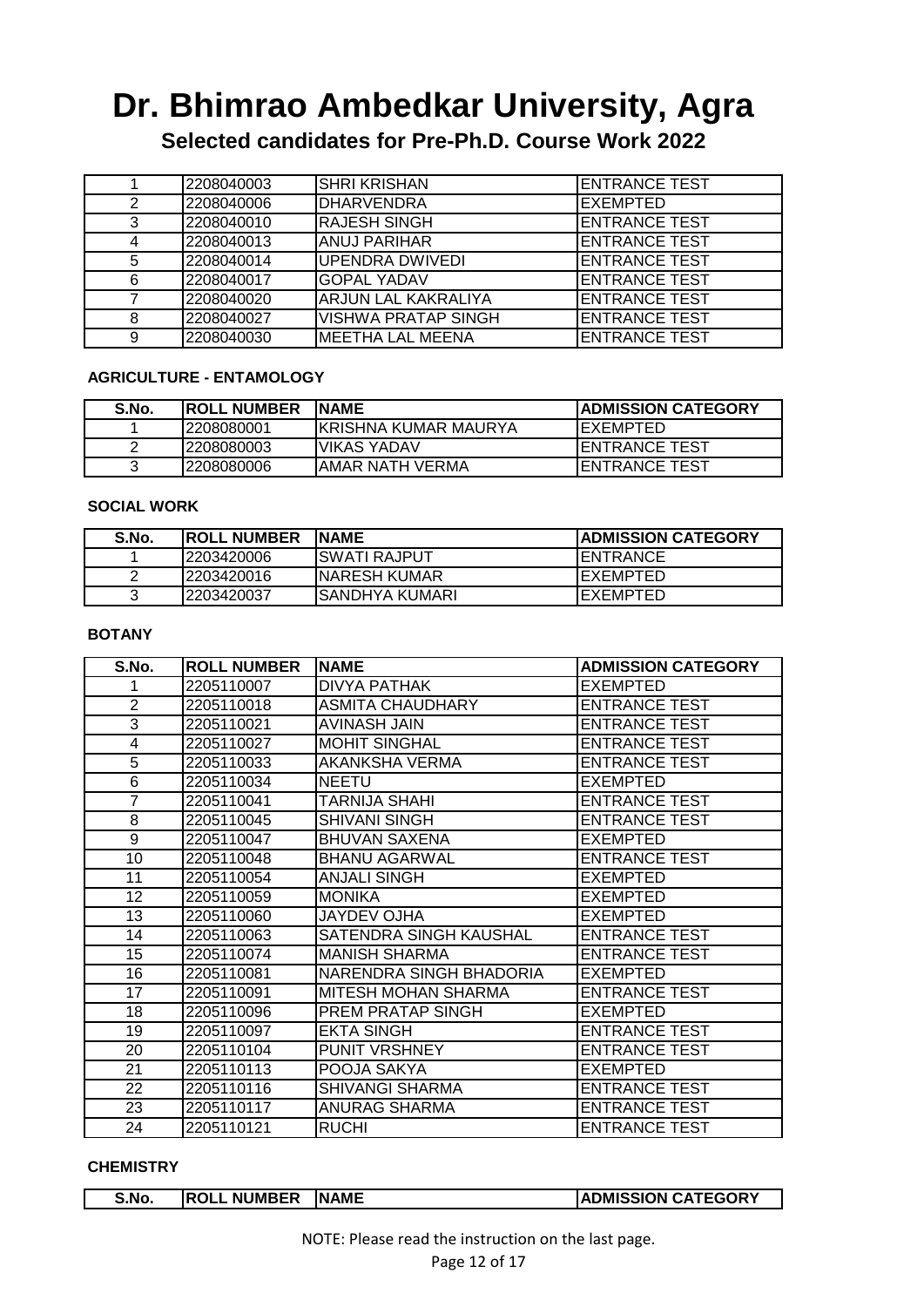# Dr. Bhimrao Ambedkar University, Agra

## Selected candidates for Pre-Ph.D. Course Work 2022

| | | | |
|---|---|---|---|
| 1 | 2208040003 | SHRI KRISHAN | ENTRANCE TEST |
| 2 | 2208040006 | DHARVENDRA | EXEMPTED |
| 3 | 2208040010 | RAJESH SINGH | ENTRANCE TEST |
| 4 | 2208040013 | ANUJ PARIHAR | ENTRANCE TEST |
| 5 | 2208040014 | UPENDRA DWIVEDI | ENTRANCE TEST |
| 6 | 2208040017 | GOPAL YADAV | ENTRANCE TEST |
| 7 | 2208040020 | ARJUN LAL KAKRALIYA | ENTRANCE TEST |
| 8 | 2208040027 | VISHWA PRATAP SINGH | ENTRANCE TEST |
| 9 | 2208040030 | MEETHA LAL MEENA | ENTRANCE TEST |

**AGRICULTURE - ENTAMOLOGY**

| S.No. | ROLL NUMBER | NAME | ADMISSION CATEGORY |
|---|---|---|---|
| 1 | 2208080001 | KRISHNA KUMAR MAURYA | EXEMPTED |
| 2 | 2208080003 | VIKAS YADAV | ENTRANCE TEST |
| 3 | 2208080006 | AMAR NATH VERMA | ENTRANCE TEST |

**SOCIAL WORK**

| S.No. | ROLL NUMBER | NAME | ADMISSION CATEGORY |
|---|---|---|---|
| 1 | 2203420006 | SWATI RAJPUT | ENTRANCE |
| 2 | 2203420016 | NARESH KUMAR | EXEMPTED |
| 3 | 2203420037 | SANDHYA KUMARI | EXEMPTED |

**BOTANY**

| S.No. | ROLL NUMBER | NAME | ADMISSION CATEGORY |
|---|---|---|---|
| 1 | 2205110007 | DIVYA PATHAK | EXEMPTED |
| 2 | 2205110018 | ASMITA CHAUDHARY | ENTRANCE TEST |
| 3 | 2205110021 | AVINASH JAIN | ENTRANCE TEST |
| 4 | 2205110027 | MOHIT SINGHAL | ENTRANCE TEST |
| 5 | 2205110033 | AKANKSHA VERMA | ENTRANCE TEST |
| 6 | 2205110034 | NEETU | EXEMPTED |
| 7 | 2205110041 | TARNIJA SHAHI | ENTRANCE TEST |
| 8 | 2205110045 | SHIVANI SINGH | ENTRANCE TEST |
| 9 | 2205110047 | BHUVAN SAXENA | EXEMPTED |
| 10 | 2205110048 | BHANU AGARWAL | ENTRANCE TEST |
| 11 | 2205110054 | ANJALI SINGH | EXEMPTED |
| 12 | 2205110059 | MONIKA | EXEMPTED |
| 13 | 2205110060 | JAYDEV OJHA | EXEMPTED |
| 14 | 2205110063 | SATENDRA SINGH KAUSHAL | ENTRANCE TEST |
| 15 | 2205110074 | MANISH SHARMA | ENTRANCE TEST |
| 16 | 2205110081 | NARENDRA SINGH BHADORIA | EXEMPTED |
| 17 | 2205110091 | MITESH MOHAN SHARMA | ENTRANCE TEST |
| 18 | 2205110096 | PREM PRATAP SINGH | EXEMPTED |
| 19 | 2205110097 | EKTA SINGH | ENTRANCE TEST |
| 20 | 2205110104 | PUNIT VRSHNEY | ENTRANCE TEST |
| 21 | 2205110113 | POOJA SAKYA | EXEMPTED |
| 22 | 2205110116 | SHIVANGI SHARMA | ENTRANCE TEST |
| 23 | 2205110117 | ANURAG SHARMA | ENTRANCE TEST |
| 24 | 2205110121 | RUCHI | ENTRANCE TEST |

**CHEMISTRY**

| S.No. | ROLL NUMBER | NAME | ADMISSION CATEGORY |
|---|---|---|---|

NOTE: Please read the instruction on the last page.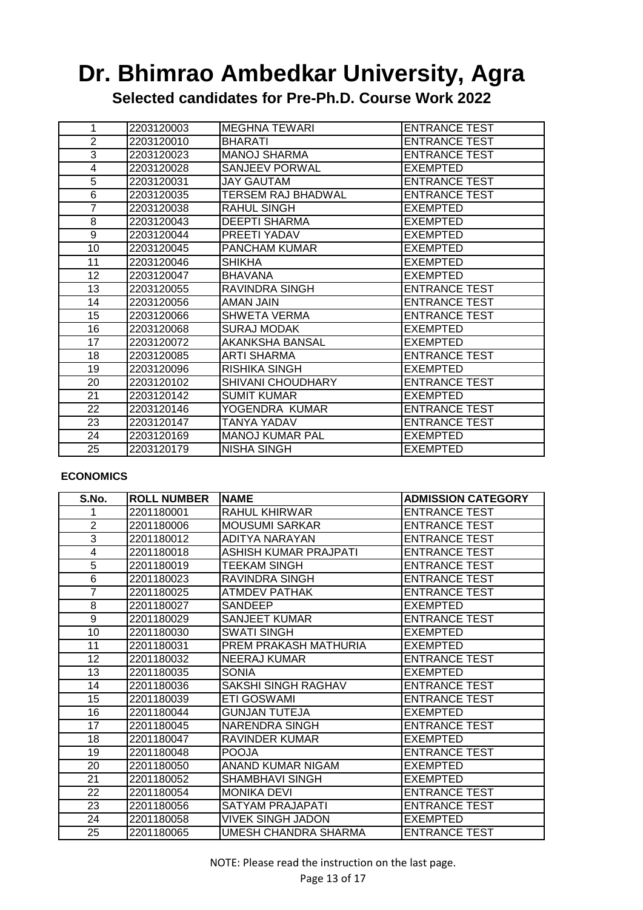# Dr. Bhimrao Ambedkar University, Agra

## Selected candidates for Pre-Ph.D. Course Work 2022

| | | | |
|---|---|---|---|
| 1 | 2203120003 | MEGHNA TEWARI | ENTRANCE TEST |
| 2 | 2203120010 | BHARATI | ENTRANCE TEST |
| 3 | 2203120023 | MANOJ SHARMA | ENTRANCE TEST |
| 4 | 2203120028 | SANJEEV PORWAL | EXEMPTED |
| 5 | 2203120031 | JAY GAUTAM | ENTRANCE TEST |
| 6 | 2203120035 | TERSEM RAJ BHADWAL | ENTRANCE TEST |
| 7 | 2203120038 | RAHUL SINGH | EXEMPTED |
| 8 | 2203120043 | DEEPTI SHARMA | EXEMPTED |
| 9 | 2203120044 | PREETI YADAV | EXEMPTED |
| 10 | 2203120045 | PANCHAM KUMAR | EXEMPTED |
| 11 | 2203120046 | SHIKHA | EXEMPTED |
| 12 | 2203120047 | BHAVANA | EXEMPTED |
| 13 | 2203120055 | RAVINDRA SINGH | ENTRANCE TEST |
| 14 | 2203120056 | AMAN JAIN | ENTRANCE TEST |
| 15 | 2203120066 | SHWETA VERMA | ENTRANCE TEST |
| 16 | 2203120068 | SURAJ MODAK | EXEMPTED |
| 17 | 2203120072 | AKANKSHA BANSAL | EXEMPTED |
| 18 | 2203120085 | ARTI SHARMA | ENTRANCE TEST |
| 19 | 2203120096 | RISHIKA SINGH | EXEMPTED |
| 20 | 2203120102 | SHIVANI CHOUDHARY | ENTRANCE TEST |
| 21 | 2203120142 | SUMIT KUMAR | EXEMPTED |
| 22 | 2203120146 | YOGENDRA KUMAR | ENTRANCE TEST |
| 23 | 2203120147 | TANYA YADAV | ENTRANCE TEST |
| 24 | 2203120169 | MANOJ KUMAR PAL | EXEMPTED |
| 25 | 2203120179 | NISHA SINGH | EXEMPTED |

**ECONOMICS**

| S.No. | ROLL NUMBER | NAME | ADMISSION CATEGORY |
|---|---|---|---|
| 1 | 2201180001 | RAHUL KHIRWAR | ENTRANCE TEST |
| 2 | 2201180006 | MOUSUMI SARKAR | ENTRANCE TEST |
| 3 | 2201180012 | ADITYA NARAYAN | ENTRANCE TEST |
| 4 | 2201180018 | ASHISH KUMAR PRAJPATI | ENTRANCE TEST |
| 5 | 2201180019 | TEEKAM SINGH | ENTRANCE TEST |
| 6 | 2201180023 | RAVINDRA SINGH | ENTRANCE TEST |
| 7 | 2201180025 | ATMDEV PATHAK | ENTRANCE TEST |
| 8 | 2201180027 | SANDEEP | EXEMPTED |
| 9 | 2201180029 | SANJEET KUMAR | ENTRANCE TEST |
| 10 | 2201180030 | SWATI SINGH | EXEMPTED |
| 11 | 2201180031 | PREM PRAKASH MATHURIA | EXEMPTED |
| 12 | 2201180032 | NEERAJ KUMAR | ENTRANCE TEST |
| 13 | 2201180035 | SONIA | EXEMPTED |
| 14 | 2201180036 | SAKSHI SINGH RAGHAV | ENTRANCE TEST |
| 15 | 2201180039 | ETI GOSWAMI | ENTRANCE TEST |
| 16 | 2201180044 | GUNJAN TUTEJA | EXEMPTED |
| 17 | 2201180045 | NARENDRA SINGH | ENTRANCE TEST |
| 18 | 2201180047 | RAVINDER KUMAR | EXEMPTED |
| 19 | 2201180048 | POOJA | ENTRANCE TEST |
| 20 | 2201180050 | ANAND KUMAR NIGAM | EXEMPTED |
| 21 | 2201180052 | SHAMBHAVI SINGH | EXEMPTED |
| 22 | 2201180054 | MONIKA DEVI | ENTRANCE TEST |
| 23 | 2201180056 | SATYAM PRAJAPATI | ENTRANCE TEST |
| 24 | 2201180058 | VIVEK SINGH JADON | EXEMPTED |
| 25 | 2201180065 | UMESH CHANDRA SHARMA | ENTRANCE TEST |

NOTE: Please read the instruction on the last page.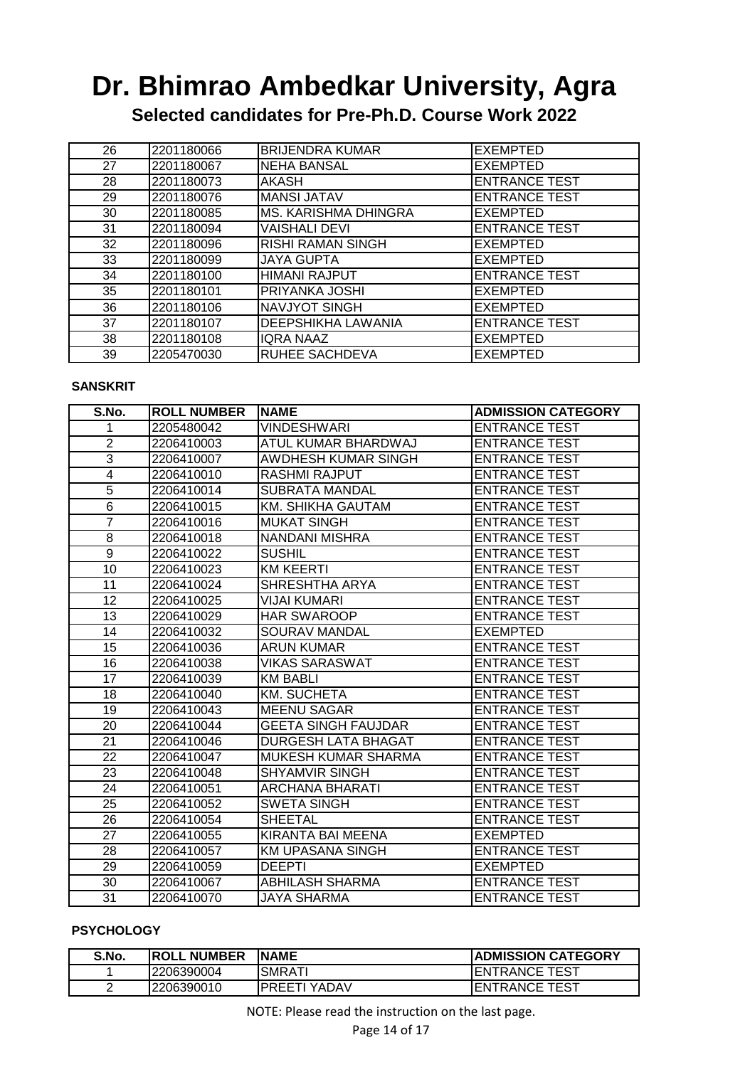# Dr. Bhimrao Ambedkar University, Agra

## Selected candidates for Pre-Ph.D. Course Work 2022

| | | | |
|---|---|---|---|
| 26 | 2201180066 | BRIJENDRA KUMAR | EXEMPTED |
| 27 | 2201180067 | NEHA BANSAL | EXEMPTED |
| 28 | 2201180073 | AKASH | ENTRANCE TEST |
| 29 | 2201180076 | MANSI JATAV | ENTRANCE TEST |
| 30 | 2201180085 | MS. KARISHMA DHINGRA | EXEMPTED |
| 31 | 2201180094 | VAISHALI DEVI | ENTRANCE TEST |
| 32 | 2201180096 | RISHI RAMAN SINGH | EXEMPTED |
| 33 | 2201180099 | JAYA GUPTA | EXEMPTED |
| 34 | 2201180100 | HIMANI RAJPUT | ENTRANCE TEST |
| 35 | 2201180101 | PRIYANKA JOSHI | EXEMPTED |
| 36 | 2201180106 | NAVJYOT SINGH | EXEMPTED |
| 37 | 2201180107 | DEEPSHIKHA LAWANIA | ENTRANCE TEST |
| 38 | 2201180108 | IQRA NAAZ | EXEMPTED |
| 39 | 2205470030 | RUHEE SACHDEVA | EXEMPTED |

**SANSKRIT**

| S.No. | ROLL NUMBER | NAME | ADMISSION CATEGORY |
|---|---|---|---|
| 1 | 2205480042 | VINDESHWARI | ENTRANCE TEST |
| 2 | 2206410003 | ATUL KUMAR BHARDWAJ | ENTRANCE TEST |
| 3 | 2206410007 | AWDHESH KUMAR SINGH | ENTRANCE TEST |
| 4 | 2206410010 | RASHMI RAJPUT | ENTRANCE TEST |
| 5 | 2206410014 | SUBRATA MANDAL | ENTRANCE TEST |
| 6 | 2206410015 | KM. SHIKHA GAUTAM | ENTRANCE TEST |
| 7 | 2206410016 | MUKAT SINGH | ENTRANCE TEST |
| 8 | 2206410018 | NANDANI MISHRA | ENTRANCE TEST |
| 9 | 2206410022 | SUSHIL | ENTRANCE TEST |
| 10 | 2206410023 | KM KEERTI | ENTRANCE TEST |
| 11 | 2206410024 | SHRESHTHA ARYA | ENTRANCE TEST |
| 12 | 2206410025 | VIJAI KUMARI | ENTRANCE TEST |
| 13 | 2206410029 | HAR SWAROOP | ENTRANCE TEST |
| 14 | 2206410032 | SOURAV MANDAL | EXEMPTED |
| 15 | 2206410036 | ARUN KUMAR | ENTRANCE TEST |
| 16 | 2206410038 | VIKAS SARASWAT | ENTRANCE TEST |
| 17 | 2206410039 | KM BABLI | ENTRANCE TEST |
| 18 | 2206410040 | KM. SUCHETA | ENTRANCE TEST |
| 19 | 2206410043 | MEENU SAGAR | ENTRANCE TEST |
| 20 | 2206410044 | GEETA SINGH FAUJDAR | ENTRANCE TEST |
| 21 | 2206410046 | DURGESH LATA BHAGAT | ENTRANCE TEST |
| 22 | 2206410047 | MUKESH KUMAR SHARMA | ENTRANCE TEST |
| 23 | 2206410048 | SHYAMVIR SINGH | ENTRANCE TEST |
| 24 | 2206410051 | ARCHANA BHARATI | ENTRANCE TEST |
| 25 | 2206410052 | SWETA SINGH | ENTRANCE TEST |
| 26 | 2206410054 | SHEETAL | ENTRANCE TEST |
| 27 | 2206410055 | KIRANTA BAI MEENA | EXEMPTED |
| 28 | 2206410057 | KM UPASANA SINGH | ENTRANCE TEST |
| 29 | 2206410059 | DEEPTI | EXEMPTED |
| 30 | 2206410067 | ABHILASH SHARMA | ENTRANCE TEST |
| 31 | 2206410070 | JAYA SHARMA | ENTRANCE TEST |

**PSYCHOLOGY**

| S.No. | ROLL NUMBER | NAME | ADMISSION CATEGORY |
|---|---|---|---|
| 1 | 2206390004 | SMRATI | ENTRANCE TEST |
| 2 | 2206390010 | PREETI YADAV | ENTRANCE TEST |

NOTE: Please read the instruction on the last page.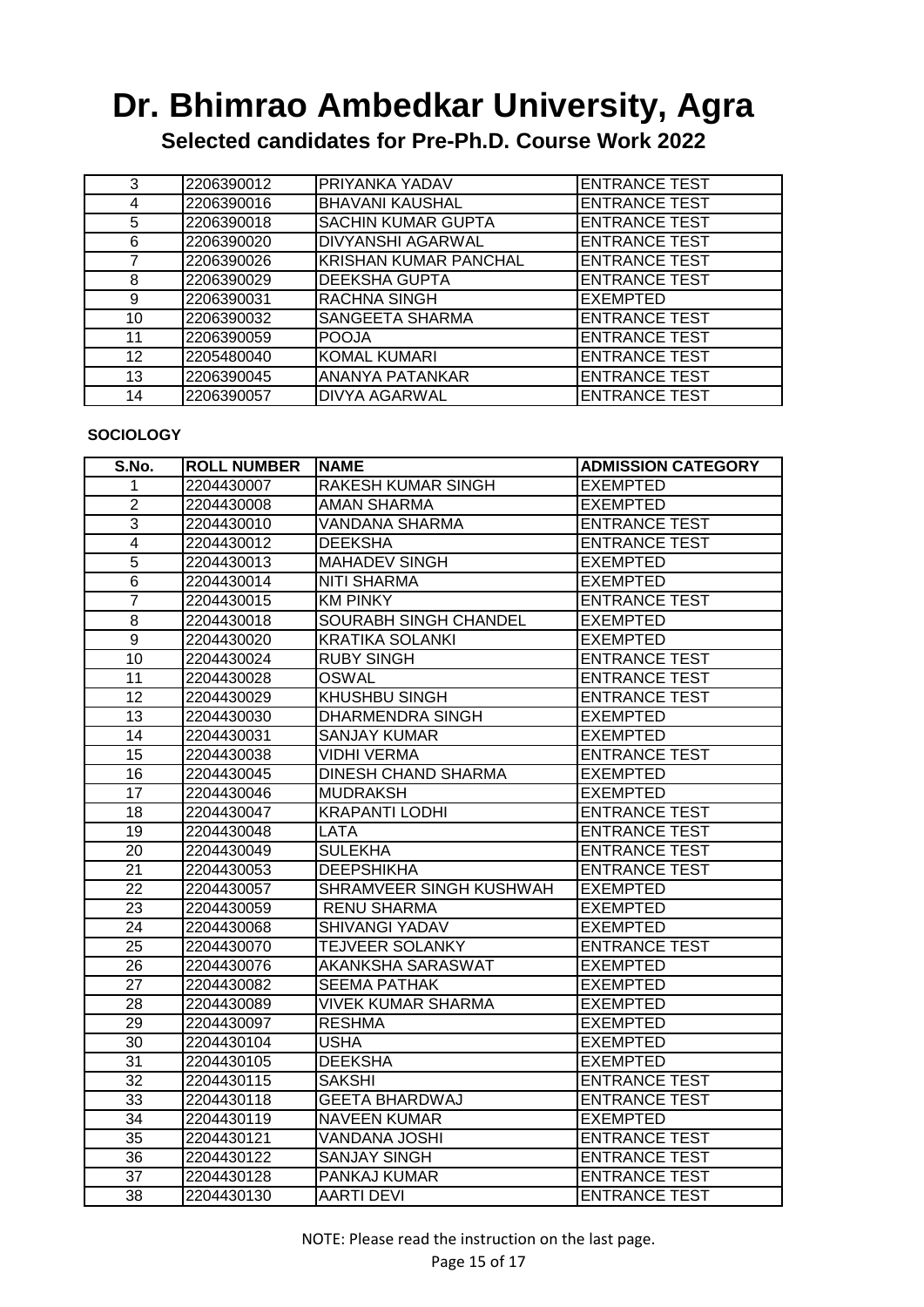# Dr. Bhimrao Ambedkar University, Agra

## Selected candidates for Pre-Ph.D. Course Work 2022

| | | | |
|---|---|---|---|
| 3 | 2206390012 | PRIYANKA YADAV | ENTRANCE TEST |
| 4 | 2206390016 | BHAVANI KAUSHAL | ENTRANCE TEST |
| 5 | 2206390018 | SACHIN KUMAR GUPTA | ENTRANCE TEST |
| 6 | 2206390020 | DIVYANSHI AGARWAL | ENTRANCE TEST |
| 7 | 2206390026 | KRISHAN KUMAR PANCHAL | ENTRANCE TEST |
| 8 | 2206390029 | DEEKSHA GUPTA | ENTRANCE TEST |
| 9 | 2206390031 | RACHNA SINGH | EXEMPTED |
| 10 | 2206390032 | SANGEETA SHARMA | ENTRANCE TEST |
| 11 | 2206390059 | POOJA | ENTRANCE TEST |
| 12 | 2205480040 | KOMAL KUMARI | ENTRANCE TEST |
| 13 | 2206390045 | ANANYA PATANKAR | ENTRANCE TEST |
| 14 | 2206390057 | DIVYA AGARWAL | ENTRANCE TEST |

**SOCIOLOGY**

| S.No. | ROLL NUMBER | NAME | ADMISSION CATEGORY |
|---|---|---|---|
| 1 | 2204430007 | RAKESH KUMAR SINGH | EXEMPTED |
| 2 | 2204430008 | AMAN SHARMA | EXEMPTED |
| 3 | 2204430010 | VANDANA SHARMA | ENTRANCE TEST |
| 4 | 2204430012 | DEEKSHA | ENTRANCE TEST |
| 5 | 2204430013 | MAHADEV SINGH | EXEMPTED |
| 6 | 2204430014 | NITI SHARMA | EXEMPTED |
| 7 | 2204430015 | KM PINKY | ENTRANCE TEST |
| 8 | 2204430018 | SOURABH SINGH CHANDEL | EXEMPTED |
| 9 | 2204430020 | KRATIKA SOLANKI | EXEMPTED |
| 10 | 2204430024 | RUBY SINGH | ENTRANCE TEST |
| 11 | 2204430028 | OSWAL | ENTRANCE TEST |
| 12 | 2204430029 | KHUSHBU SINGH | ENTRANCE TEST |
| 13 | 2204430030 | DHARMENDRA SINGH | EXEMPTED |
| 14 | 2204430031 | SANJAY KUMAR | EXEMPTED |
| 15 | 2204430038 | VIDHI VERMA | ENTRANCE TEST |
| 16 | 2204430045 | DINESH CHAND SHARMA | EXEMPTED |
| 17 | 2204430046 | MUDRAKSH | EXEMPTED |
| 18 | 2204430047 | KRAPANTI LODHI | ENTRANCE TEST |
| 19 | 2204430048 | LATA | ENTRANCE TEST |
| 20 | 2204430049 | SULEKHA | ENTRANCE TEST |
| 21 | 2204430053 | DEEPSHIKHA | ENTRANCE TEST |
| 22 | 2204430057 | SHRAMVEER SINGH KUSHWAH | EXEMPTED |
| 23 | 2204430059 | RENU SHARMA | EXEMPTED |
| 24 | 2204430068 | SHIVANGI YADAV | EXEMPTED |
| 25 | 2204430070 | TEJVEER SOLANKY | ENTRANCE TEST |
| 26 | 2204430076 | AKANKSHA SARASWAT | EXEMPTED |
| 27 | 2204430082 | SEEMA PATHAK | EXEMPTED |
| 28 | 2204430089 | VIVEK KUMAR SHARMA | EXEMPTED |
| 29 | 2204430097 | RESHMA | EXEMPTED |
| 30 | 2204430104 | USHA | EXEMPTED |
| 31 | 2204430105 | DEEKSHA | EXEMPTED |
| 32 | 2204430115 | SAKSHI | ENTRANCE TEST |
| 33 | 2204430118 | GEETA BHARDWAJ | ENTRANCE TEST |
| 34 | 2204430119 | NAVEEN KUMAR | EXEMPTED |
| 35 | 2204430121 | VANDANA JOSHI | ENTRANCE TEST |
| 36 | 2204430122 | SANJAY SINGH | ENTRANCE TEST |
| 37 | 2204430128 | PANKAJ KUMAR | ENTRANCE TEST |
| 38 | 2204430130 | AARTI DEVI | ENTRANCE TEST |

NOTE: Please read the instruction on the last page.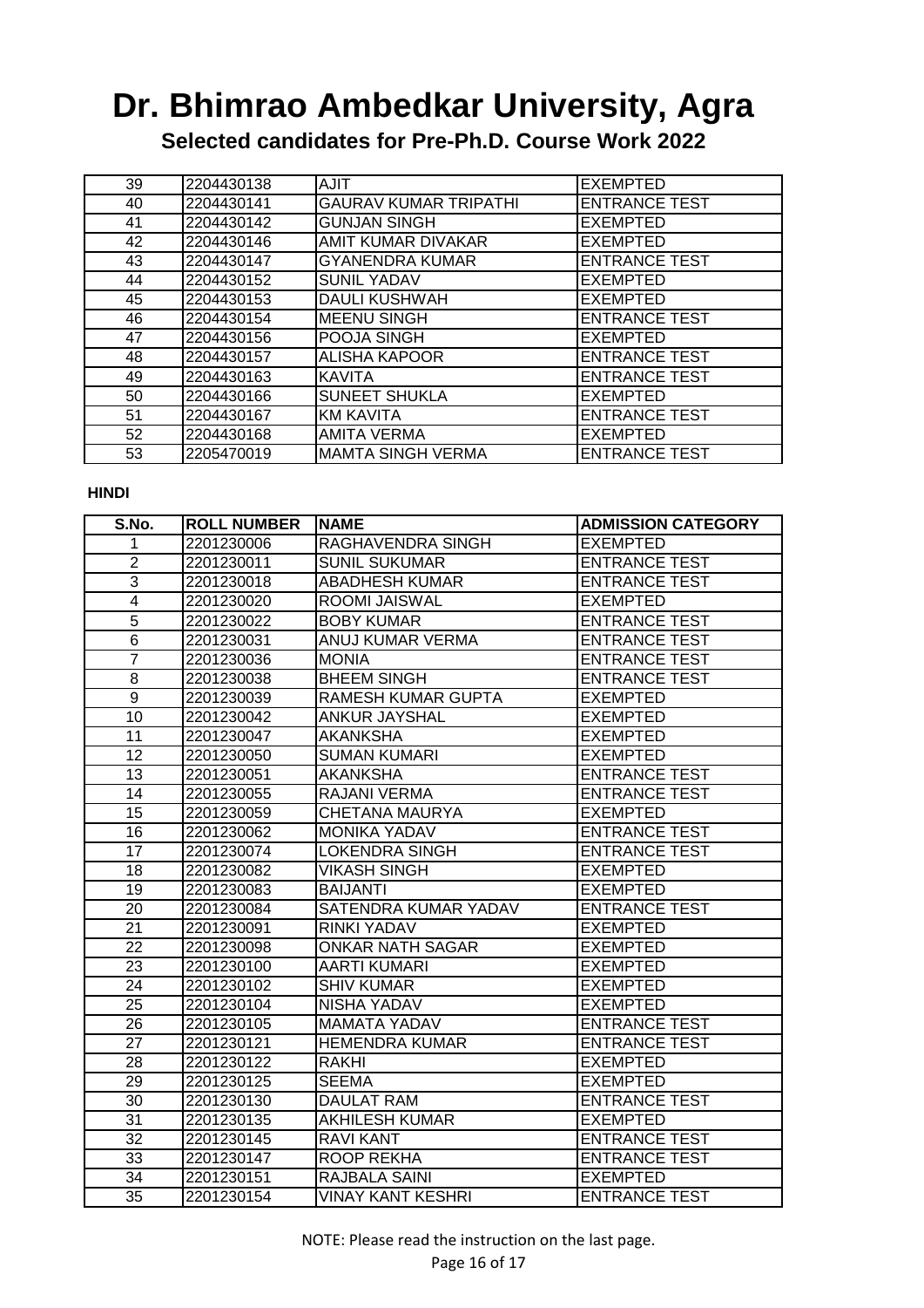# Dr. Bhimrao Ambedkar University, Agra

## Selected candidates for Pre-Ph.D. Course Work 2022

| | | | |
|---|---|---|---|
| 39 | 2204430138 | AJIT | EXEMPTED |
| 40 | 2204430141 | GAURAV KUMAR TRIPATHI | ENTRANCE TEST |
| 41 | 2204430142 | GUNJAN SINGH | EXEMPTED |
| 42 | 2204430146 | AMIT KUMAR DIVAKAR | EXEMPTED |
| 43 | 2204430147 | GYANENDRA KUMAR | ENTRANCE TEST |
| 44 | 2204430152 | SUNIL YADAV | EXEMPTED |
| 45 | 2204430153 | DAULI KUSHWAH | EXEMPTED |
| 46 | 2204430154 | MEENU SINGH | ENTRANCE TEST |
| 47 | 2204430156 | POOJA SINGH | EXEMPTED |
| 48 | 2204430157 | ALISHA KAPOOR | ENTRANCE TEST |
| 49 | 2204430163 | KAVITA | ENTRANCE TEST |
| 50 | 2204430166 | SUNEET SHUKLA | EXEMPTED |
| 51 | 2204430167 | KM KAVITA | ENTRANCE TEST |
| 52 | 2204430168 | AMITA VERMA | EXEMPTED |
| 53 | 2205470019 | MAMTA SINGH VERMA | ENTRANCE TEST |

**HINDI**

| S.No. | ROLL NUMBER | NAME | ADMISSION CATEGORY |
|---|---|---|---|
| 1 | 2201230006 | RAGHAVENDRA SINGH | EXEMPTED |
| 2 | 2201230011 | SUNIL SUKUMAR | ENTRANCE TEST |
| 3 | 2201230018 | ABADHESH KUMAR | ENTRANCE TEST |
| 4 | 2201230020 | ROOMI JAISWAL | EXEMPTED |
| 5 | 2201230022 | BOBY KUMAR | ENTRANCE TEST |
| 6 | 2201230031 | ANUJ KUMAR VERMA | ENTRANCE TEST |
| 7 | 2201230036 | MONIA | ENTRANCE TEST |
| 8 | 2201230038 | BHEEM SINGH | ENTRANCE TEST |
| 9 | 2201230039 | RAMESH KUMAR GUPTA | EXEMPTED |
| 10 | 2201230042 | ANKUR JAYSHAL | EXEMPTED |
| 11 | 2201230047 | AKANKSHA | EXEMPTED |
| 12 | 2201230050 | SUMAN KUMARI | EXEMPTED |
| 13 | 2201230051 | AKANKSHA | ENTRANCE TEST |
| 14 | 2201230055 | RAJANI VERMA | ENTRANCE TEST |
| 15 | 2201230059 | CHETANA MAURYA | EXEMPTED |
| 16 | 2201230062 | MONIKA YADAV | ENTRANCE TEST |
| 17 | 2201230074 | LOKENDRA SINGH | ENTRANCE TEST |
| 18 | 2201230082 | VIKASH SINGH | EXEMPTED |
| 19 | 2201230083 | BAIJANTI | EXEMPTED |
| 20 | 2201230084 | SATENDRA KUMAR YADAV | ENTRANCE TEST |
| 21 | 2201230091 | RINKI YADAV | EXEMPTED |
| 22 | 2201230098 | ONKAR NATH SAGAR | EXEMPTED |
| 23 | 2201230100 | AARTI KUMARI | EXEMPTED |
| 24 | 2201230102 | SHIV KUMAR | EXEMPTED |
| 25 | 2201230104 | NISHA YADAV | EXEMPTED |
| 26 | 2201230105 | MAMATA YADAV | ENTRANCE TEST |
| 27 | 2201230121 | HEMENDRA KUMAR | ENTRANCE TEST |
| 28 | 2201230122 | RAKHI | EXEMPTED |
| 29 | 2201230125 | SEEMA | EXEMPTED |
| 30 | 2201230130 | DAULAT RAM | ENTRANCE TEST |
| 31 | 2201230135 | AKHILESH KUMAR | EXEMPTED |
| 32 | 2201230145 | RAVI KANT | ENTRANCE TEST |
| 33 | 2201230147 | ROOP REKHA | ENTRANCE TEST |
| 34 | 2201230151 | RAJBALA SAINI | EXEMPTED |
| 35 | 2201230154 | VINAY KANT KESHRI | ENTRANCE TEST |

NOTE: Please read the instruction on the last page.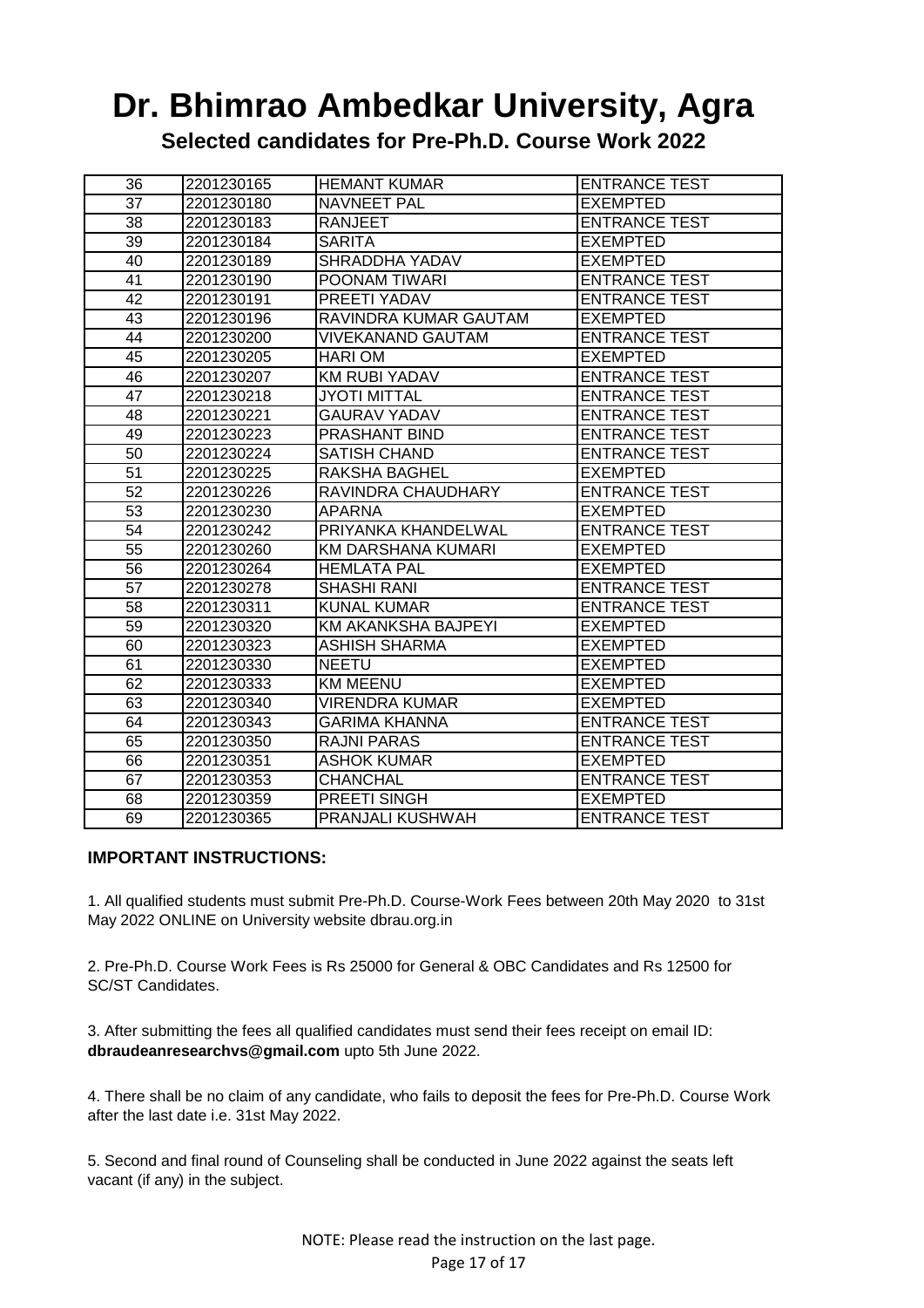# Dr. Bhimrao Ambedkar University, Agra

## Selected candidates for Pre-Ph.D. Course Work 2022

| | | | |
|---|---|---|---|
| 36 | 2201230165 | HEMANT KUMAR | ENTRANCE TEST |
| 37 | 2201230180 | NAVNEET PAL | EXEMPTED |
| 38 | 2201230183 | RANJEET | ENTRANCE TEST |
| 39 | 2201230184 | SARITA | EXEMPTED |
| 40 | 2201230189 | SHRADDHA YADAV | EXEMPTED |
| 41 | 2201230190 | POONAM TIWARI | ENTRANCE TEST |
| 42 | 2201230191 | PREETI YADAV | ENTRANCE TEST |
| 43 | 2201230196 | RAVINDRA KUMAR GAUTAM | EXEMPTED |
| 44 | 2201230200 | VIVEKANAND GAUTAM | ENTRANCE TEST |
| 45 | 2201230205 | HARI OM | EXEMPTED |
| 46 | 2201230207 | KM RUBI YADAV | ENTRANCE TEST |
| 47 | 2201230218 | JYOTI MITTAL | ENTRANCE TEST |
| 48 | 2201230221 | GAURAV YADAV | ENTRANCE TEST |
| 49 | 2201230223 | PRASHANT BIND | ENTRANCE TEST |
| 50 | 2201230224 | SATISH CHAND | ENTRANCE TEST |
| 51 | 2201230225 | RAKSHA BAGHEL | EXEMPTED |
| 52 | 2201230226 | RAVINDRA CHAUDHARY | ENTRANCE TEST |
| 53 | 2201230230 | APARNA | EXEMPTED |
| 54 | 2201230242 | PRIYANKA KHANDELWAL | ENTRANCE TEST |
| 55 | 2201230260 | KM DARSHANA KUMARI | EXEMPTED |
| 56 | 2201230264 | HEMLATA PAL | EXEMPTED |
| 57 | 2201230278 | SHASHI RANI | ENTRANCE TEST |
| 58 | 2201230311 | KUNAL KUMAR | ENTRANCE TEST |
| 59 | 2201230320 | KM AKANKSHA BAJPEYI | EXEMPTED |
| 60 | 2201230323 | ASHISH SHARMA | EXEMPTED |
| 61 | 2201230330 | NEETU | EXEMPTED |
| 62 | 2201230333 | KM MEENU | EXEMPTED |
| 63 | 2201230340 | VIRENDRA KUMAR | EXEMPTED |
| 64 | 2201230343 | GARIMA KHANNA | ENTRANCE TEST |
| 65 | 2201230350 | RAJNI PARAS | ENTRANCE TEST |
| 66 | 2201230351 | ASHOK KUMAR | EXEMPTED |
| 67 | 2201230353 | CHANCHAL | ENTRANCE TEST |
| 68 | 2201230359 | PREETI SINGH | EXEMPTED |
| 69 | 2201230365 | PRANJALI KUSHWAH | ENTRANCE TEST |

**IMPORTANT INSTRUCTIONS:**

1. All qualified students must submit Pre-Ph.D. Course-Work Fees between 20th May 2020 to 31st May 2022 ONLINE on University website dbrau.org.in

2. Pre-Ph.D. Course Work Fees is Rs 25000 for General & OBC Candidates and Rs 12500 for SC/ST Candidates.

3. After submitting the fees all qualified candidates must send their fees receipt on email ID: **dbraudeanresearchvs@gmail.com** upto 5th June 2022.

4. There shall be no claim of any candidate, who fails to deposit the fees for Pre-Ph.D. Course Work after the last date i.e. 31st May 2022.

5. Second and final round of Counseling shall be conducted in June 2022 against the seats left vacant (if any) in the subject.

NOTE: Please read the instruction on the last page.